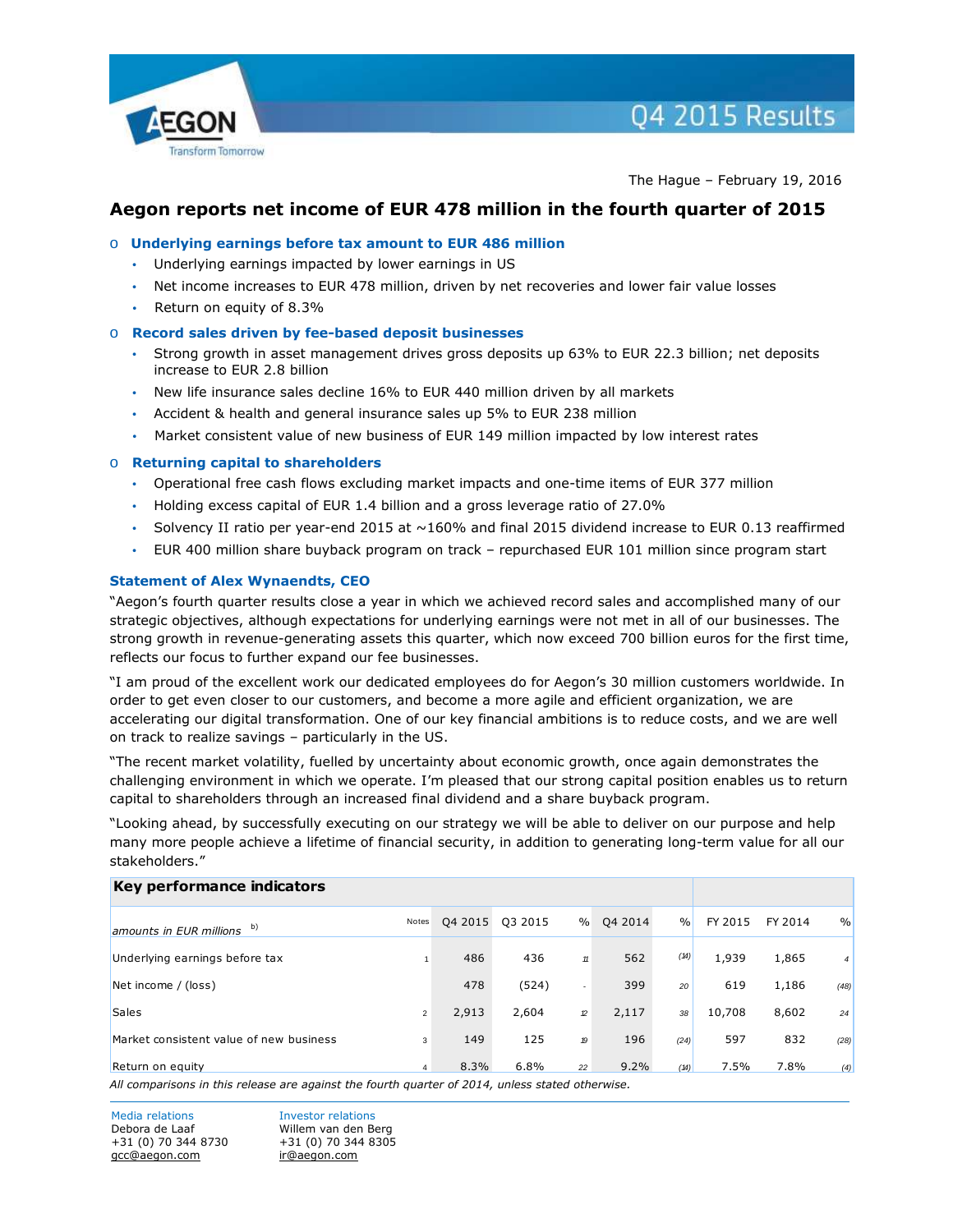Q4 2015 Results

The Hague – February 19, 2016

# Aegon reports net income of EUR 478 million in the fourth quarter of 2015

- **Underlying earnings before tax amount to EUR 486 million**
  - Underlying earnings impacted by lower earnings in US
  - Net income increases to EUR 478 million, driven by net recoveries and lower fair value losses
  - Return on equity of 8.3%
- **Record sales driven by fee-based deposit businesses**
  - Strong growth in asset management drives gross deposits up 63% to EUR 22.3 billion; net deposits increase to EUR 2.8 billion
  - New life insurance sales decline 16% to EUR 440 million driven by all markets
  - Accident & health and general insurance sales up 5% to EUR 238 million
  - Market consistent value of new business of EUR 149 million impacted by low interest rates
- **Returning capital to shareholders**
  - Operational free cash flows excluding market impacts and one-time items of EUR 377 million
  - Holding excess capital of EUR 1.4 billion and a gross leverage ratio of 27.0%
  - Solvency II ratio per year-end 2015 at ~160% and final 2015 dividend increase to EUR 0.13 reaffirmed
  - EUR 400 million share buyback program on track – repurchased EUR 101 million since program start

## Statement of Alex Wynaendts, CEO

"Aegon's fourth quarter results close a year in which we achieved record sales and accomplished many of our strategic objectives, although expectations for underlying earnings were not met in all of our businesses. The strong growth in revenue-generating assets this quarter, which now exceed 700 billion euros for the first time, reflects our focus to further expand our fee businesses.

"I am proud of the excellent work our dedicated employees do for Aegon's 30 million customers worldwide. In order to get even closer to our customers, and become a more agile and efficient organization, we are accelerating our digital transformation. One of our key financial ambitions is to reduce costs, and we are well on track to realize savings – particularly in the US.

"The recent market volatility, fuelled by uncertainty about economic growth, once again demonstrates the challenging environment in which we operate. I'm pleased that our strong capital position enables us to return capital to shareholders through an increased final dividend and a share buyback program.

"Looking ahead, by successfully executing on our strategy we will be able to deliver on our purpose and help many more people achieve a lifetime of financial security, in addition to generating long-term value for all our stakeholders."

**Key performance indicators**

| amounts in EUR millions b) | Notes | Q4 2015 | Q3 2015 | % | Q4 2014 | % | FY 2015 | FY 2014 | % |
|---|---|---|---|---|---|---|---|---|---|
| Underlying earnings before tax | 1 | 486 | 436 | 11 | 562 | (14) | 1,939 | 1,865 | 4 |
| Net income / (loss) | | 478 | (524) | - | 399 | 20 | 619 | 1,186 | (48) |
| Sales | 2 | 2,913 | 2,604 | 12 | 2,117 | 38 | 10,708 | 8,602 | 24 |
| Market consistent value of new business | 3 | 149 | 125 | 19 | 196 | (24) | 597 | 832 | (28) |
| Return on equity | 4 | 8.3% | 6.8% | 22 | 9.2% | (10) | 7.5% | 7.8% | (4) |

*All comparisons in this release are against the fourth quarter of 2014, unless stated otherwise.*

Media relations
Debora de Laaf
+31 (0) 70 344 8730
gcc@aegon.com

Investor relations
Willem van den Berg
+31 (0) 70 344 8305
ir@aegon.com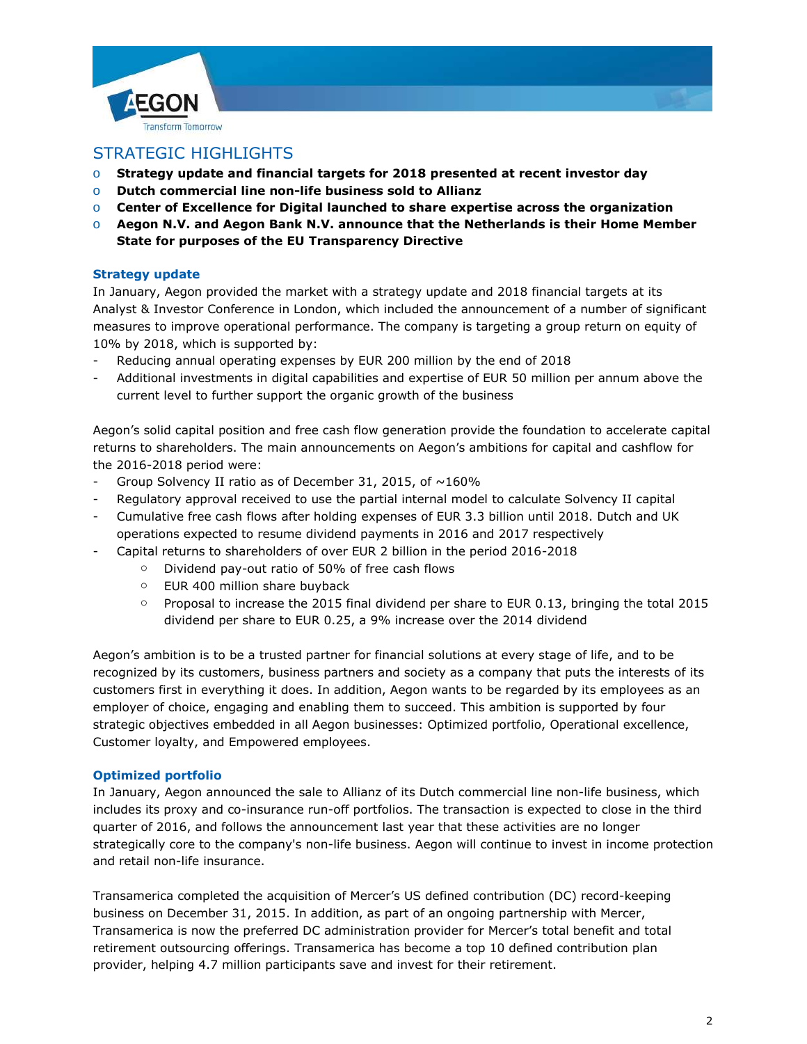## STRATEGIC HIGHLIGHTS

- **Strategy update and financial targets for 2018 presented at recent investor day**
- **Dutch commercial line non-life business sold to Allianz**
- **Center of Excellence for Digital launched to share expertise across the organization**
- **Aegon N.V. and Aegon Bank N.V. announce that the Netherlands is their Home Member State for purposes of the EU Transparency Directive**

### Strategy update

In January, Aegon provided the market with a strategy update and 2018 financial targets at its Analyst & Investor Conference in London, which included the announcement of a number of significant measures to improve operational performance. The company is targeting a group return on equity of 10% by 2018, which is supported by:

- Reducing annual operating expenses by EUR 200 million by the end of 2018
- Additional investments in digital capabilities and expertise of EUR 50 million per annum above the current level to further support the organic growth of the business

Aegon's solid capital position and free cash flow generation provide the foundation to accelerate capital returns to shareholders. The main announcements on Aegon's ambitions for capital and cashflow for the 2016-2018 period were:

- Group Solvency II ratio as of December 31, 2015, of ~160%
- Regulatory approval received to use the partial internal model to calculate Solvency II capital
- Cumulative free cash flows after holding expenses of EUR 3.3 billion until 2018. Dutch and UK operations expected to resume dividend payments in 2016 and 2017 respectively
- Capital returns to shareholders of over EUR 2 billion in the period 2016-2018
  - Dividend pay-out ratio of 50% of free cash flows
  - EUR 400 million share buyback
  - Proposal to increase the 2015 final dividend per share to EUR 0.13, bringing the total 2015 dividend per share to EUR 0.25, a 9% increase over the 2014 dividend

Aegon's ambition is to be a trusted partner for financial solutions at every stage of life, and to be recognized by its customers, business partners and society as a company that puts the interests of its customers first in everything it does. In addition, Aegon wants to be regarded by its employees as an employer of choice, engaging and enabling them to succeed. This ambition is supported by four strategic objectives embedded in all Aegon businesses: Optimized portfolio, Operational excellence, Customer loyalty, and Empowered employees.

### Optimized portfolio

In January, Aegon announced the sale to Allianz of its Dutch commercial line non-life business, which includes its proxy and co-insurance run-off portfolios. The transaction is expected to close in the third quarter of 2016, and follows the announcement last year that these activities are no longer strategically core to the company's non-life business. Aegon will continue to invest in income protection and retail non-life insurance.

Transamerica completed the acquisition of Mercer's US defined contribution (DC) record-keeping business on December 31, 2015. In addition, as part of an ongoing partnership with Mercer, Transamerica is now the preferred DC administration provider for Mercer's total benefit and total retirement outsourcing offerings. Transamerica has become a top 10 defined contribution plan provider, helping 4.7 million participants save and invest for their retirement.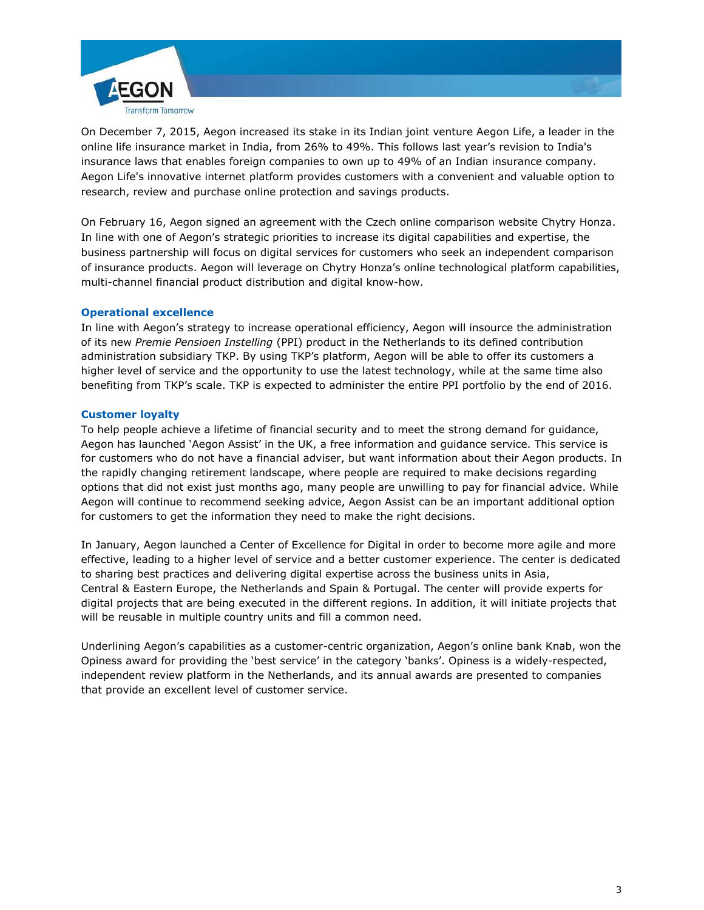On December 7, 2015, Aegon increased its stake in its Indian joint venture Aegon Life, a leader in the online life insurance market in India, from 26% to 49%. This follows last year's revision to India's insurance laws that enables foreign companies to own up to 49% of an Indian insurance company. Aegon Life's innovative internet platform provides customers with a convenient and valuable option to research, review and purchase online protection and savings products.

On February 16, Aegon signed an agreement with the Czech online comparison website Chytry Honza. In line with one of Aegon's strategic priorities to increase its digital capabilities and expertise, the business partnership will focus on digital services for customers who seek an independent comparison of insurance products. Aegon will leverage on Chytry Honza's online technological platform capabilities, multi-channel financial product distribution and digital know-how.

### Operational excellence

In line with Aegon's strategy to increase operational efficiency, Aegon will insource the administration of its new *Premie Pensioen Instelling* (PPI) product in the Netherlands to its defined contribution administration subsidiary TKP. By using TKP's platform, Aegon will be able to offer its customers a higher level of service and the opportunity to use the latest technology, while at the same time also benefiting from TKP's scale. TKP is expected to administer the entire PPI portfolio by the end of 2016.

### Customer loyalty

To help people achieve a lifetime of financial security and to meet the strong demand for guidance, Aegon has launched 'Aegon Assist' in the UK, a free information and guidance service. This service is for customers who do not have a financial adviser, but want information about their Aegon products. In the rapidly changing retirement landscape, where people are required to make decisions regarding options that did not exist just months ago, many people are unwilling to pay for financial advice. While Aegon will continue to recommend seeking advice, Aegon Assist can be an important additional option for customers to get the information they need to make the right decisions.

In January, Aegon launched a Center of Excellence for Digital in order to become more agile and more effective, leading to a higher level of service and a better customer experience. The center is dedicated to sharing best practices and delivering digital expertise across the business units in Asia, Central & Eastern Europe, the Netherlands and Spain & Portugal. The center will provide experts for digital projects that are being executed in the different regions. In addition, it will initiate projects that will be reusable in multiple country units and fill a common need.

Underlining Aegon's capabilities as a customer-centric organization, Aegon's online bank Knab, won the Opiness award for providing the 'best service' in the category 'banks'. Opiness is a widely-respected, independent review platform in the Netherlands, and its annual awards are presented to companies that provide an excellent level of customer service.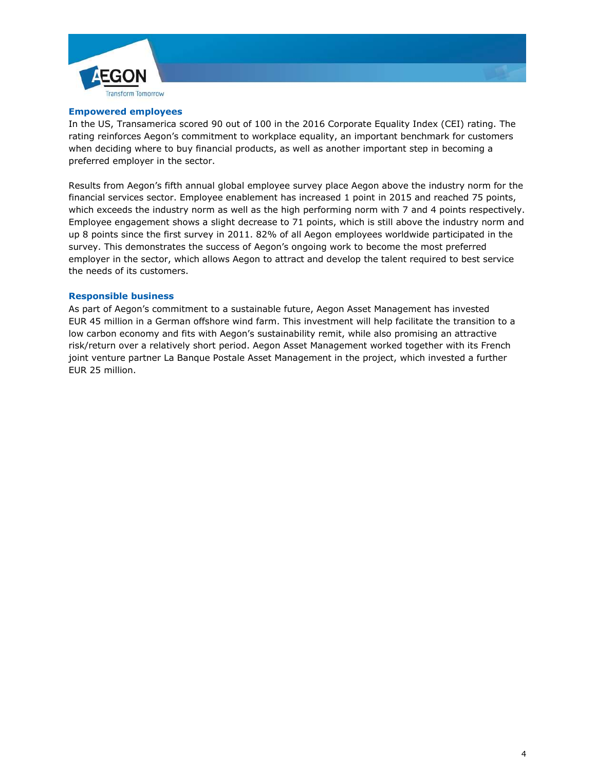### Empowered employees

In the US, Transamerica scored 90 out of 100 in the 2016 Corporate Equality Index (CEI) rating. The rating reinforces Aegon's commitment to workplace equality, an important benchmark for customers when deciding where to buy financial products, as well as another important step in becoming a preferred employer in the sector.

Results from Aegon's fifth annual global employee survey place Aegon above the industry norm for the financial services sector. Employee enablement has increased 1 point in 2015 and reached 75 points, which exceeds the industry norm as well as the high performing norm with 7 and 4 points respectively. Employee engagement shows a slight decrease to 71 points, which is still above the industry norm and up 8 points since the first survey in 2011. 82% of all Aegon employees worldwide participated in the survey. This demonstrates the success of Aegon's ongoing work to become the most preferred employer in the sector, which allows Aegon to attract and develop the talent required to best service the needs of its customers.

### Responsible business

As part of Aegon's commitment to a sustainable future, Aegon Asset Management has invested EUR 45 million in a German offshore wind farm. This investment will help facilitate the transition to a low carbon economy and fits with Aegon's sustainability remit, while also promising an attractive risk/return over a relatively short period. Aegon Asset Management worked together with its French joint venture partner La Banque Postale Asset Management in the project, which invested a further EUR 25 million.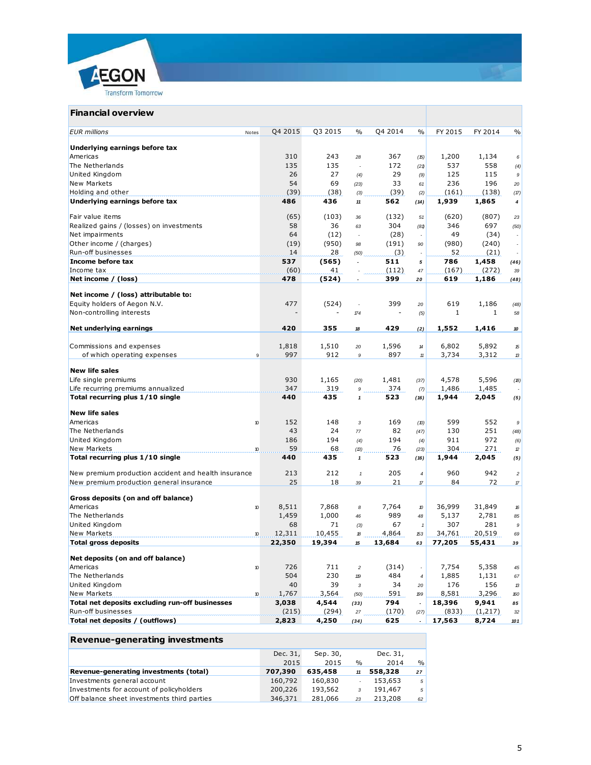## Financial overview

| EUR millions | Notes | Q4 2015 | Q3 2015 | % | Q4 2014 | % | FY 2015 | FY 2014 | % |
|---|---|---|---|---|---|---|---|---|---|
| **Underlying earnings before tax** | | | | | | | | | |
| Americas | | 310 | 243 | 28 | 367 | (15) | 1,200 | 1,134 | 6 |
| The Netherlands | | 135 | 135 | - | 172 | (21) | 537 | 558 | (4) |
| United Kingdom | | 26 | 27 | (4) | 29 | (9) | 125 | 115 | 9 |
| New Markets | | 54 | 69 | (23) | 33 | 61 | 236 | 196 | 20 |
| Holding and other | | (39) | (38) | (3) | (39) | (2) | (161) | (138) | (17) |
| **Underlying earnings before tax** | | **486** | **436** | **11** | **562** | **(14)** | **1,939** | **1,865** | **4** |
| | | | | | | | | | |
| Fair value items | | (65) | (103) | 36 | (132) | 51 | (620) | (807) | 23 |
| Realized gains / (losses) on investments | | 58 | 36 | 63 | 304 | (81) | 346 | 697 | (50) |
| Net impairments | | 64 | (12) | - | (28) | - | 49 | (34) | - |
| Other income / (charges) | | (19) | (950) | 98 | (191) | 90 | (980) | (240) | - |
| Run-off businesses | | 14 | 28 | (50) | (3) | - | 52 | (21) | - |
| **Income before tax** | | **537** | **(565)** | **-** | **511** | **5** | **786** | **1,458** | **(46)** |
| Income tax | | (60) | 41 | - | (112) | 47 | (167) | (272) | 39 |
| **Net income / (loss)** | | **478** | **(524)** | **-** | **399** | **20** | **619** | **1,186** | **(48)** |
| | | | | | | | | | |
| **Net income / (loss) attributable to:** | | | | | | | | | |
| Equity holders of Aegon N.V. | | 477 | (524) | - | 399 | 20 | 619 | 1,186 | (48) |
| Non-controlling interests | | - | - | 174 | - | (5) | 1 | 1 | 58 |
| | | | | | | | | | |
| **Net underlying earnings** | | **420** | **355** | **18** | **429** | **(2)** | **1,552** | **1,416** | **10** |
| | | | | | | | | | |
| Commissions and expenses | | 1,818 | 1,510 | 20 | 1,596 | 14 | 6,802 | 5,892 | 15 |
| of which operating expenses | 9 | 997 | 912 | 9 | 897 | 11 | 3,734 | 3,312 | 13 |
| | | | | | | | | | |
| **New life sales** | | | | | | | | | |
| Life single premiums | | 930 | 1,165 | (20) | 1,481 | (37) | 4,578 | 5,596 | (18) |
| Life recurring premiums annualized | | 347 | 319 | 9 | 374 | (7) | 1,486 | 1,485 | - |
| **Total recurring plus 1/10 single** | | **440** | **435** | **1** | **523** | **(16)** | **1,944** | **2,045** | **(5)** |
| | | | | | | | | | |
| **New life sales** | | | | | | | | | |
| Americas | 10 | 152 | 148 | 3 | 169 | (10) | 599 | 552 | 9 |
| The Netherlands | | 43 | 24 | 77 | 82 | (47) | 130 | 251 | (48) |
| United Kingdom | | 186 | 194 | (4) | 194 | (4) | 911 | 972 | (6) |
| New Markets | 10 | 59 | 68 | (13) | 76 | (23) | 304 | 271 | 12 |
| **Total recurring plus 1/10 single** | | **440** | **435** | **1** | **523** | **(16)** | **1,944** | **2,045** | **(5)** |
| | | | | | | | | | |
| New premium production accident and health insurance | | 213 | 212 | 1 | 205 | 4 | 960 | 942 | 2 |
| New premium production general insurance | | 25 | 18 | 39 | 21 | 17 | 84 | 72 | 17 |
| | | | | | | | | | |
| **Gross deposits (on and off balance)** | | | | | | | | | |
| Americas | 10 | 8,511 | 7,868 | 8 | 7,764 | 10 | 36,999 | 31,849 | 16 |
| The Netherlands | | 1,459 | 1,000 | 46 | 989 | 48 | 5,137 | 2,781 | 85 |
| United Kingdom | | 68 | 71 | (3) | 67 | 1 | 307 | 281 | 9 |
| New Markets | 10 | 12,311 | 10,455 | 18 | 4,864 | 153 | 34,761 | 20,519 | 69 |
| **Total gross deposits** | | **22,350** | **19,394** | **15** | **13,684** | **63** | **77,205** | **55,431** | **39** |
| | | | | | | | | | |
| **Net deposits (on and off balance)** | | | | | | | | | |
| Americas | 10 | 726 | 711 | 2 | (314) | - | 7,754 | 5,358 | 45 |
| The Netherlands | | 504 | 230 | 119 | 484 | 4 | 1,885 | 1,131 | 67 |
| United Kingdom | | 40 | 39 | 3 | 34 | 20 | 176 | 156 | 13 |
| New Markets | 10 | 1,767 | 3,564 | (50) | 591 | 199 | 8,581 | 3,296 | 160 |
| **Total net deposits excluding run-off businesses** | | **3,038** | **4,544** | **(33)** | **794** | **-** | **18,396** | **9,941** | **85** |
| Run-off businesses | | (215) | (294) | 27 | (170) | (27) | (833) | (1,217) | 32 |
| **Total net deposits / (outflows)** | | **2,823** | **4,250** | **(34)** | **625** | **-** | **17,563** | **8,724** | **101** |

## Revenue-generating investments

| | Dec. 31, 2015 | Sep. 30, 2015 | % | Dec. 31, 2014 | % |
|---|---|---|---|---|---|
| **Revenue-generating investments (total)** | **707,390** | **635,458** | **11** | **558,328** | **27** |
| Investments general account | 160,792 | 160,830 | - | 153,653 | 5 |
| Investments for account of policyholders | 200,226 | 193,562 | 3 | 191,467 | 5 |
| Off balance sheet investments third parties | 346,371 | 281,066 | 23 | 213,208 | 62 |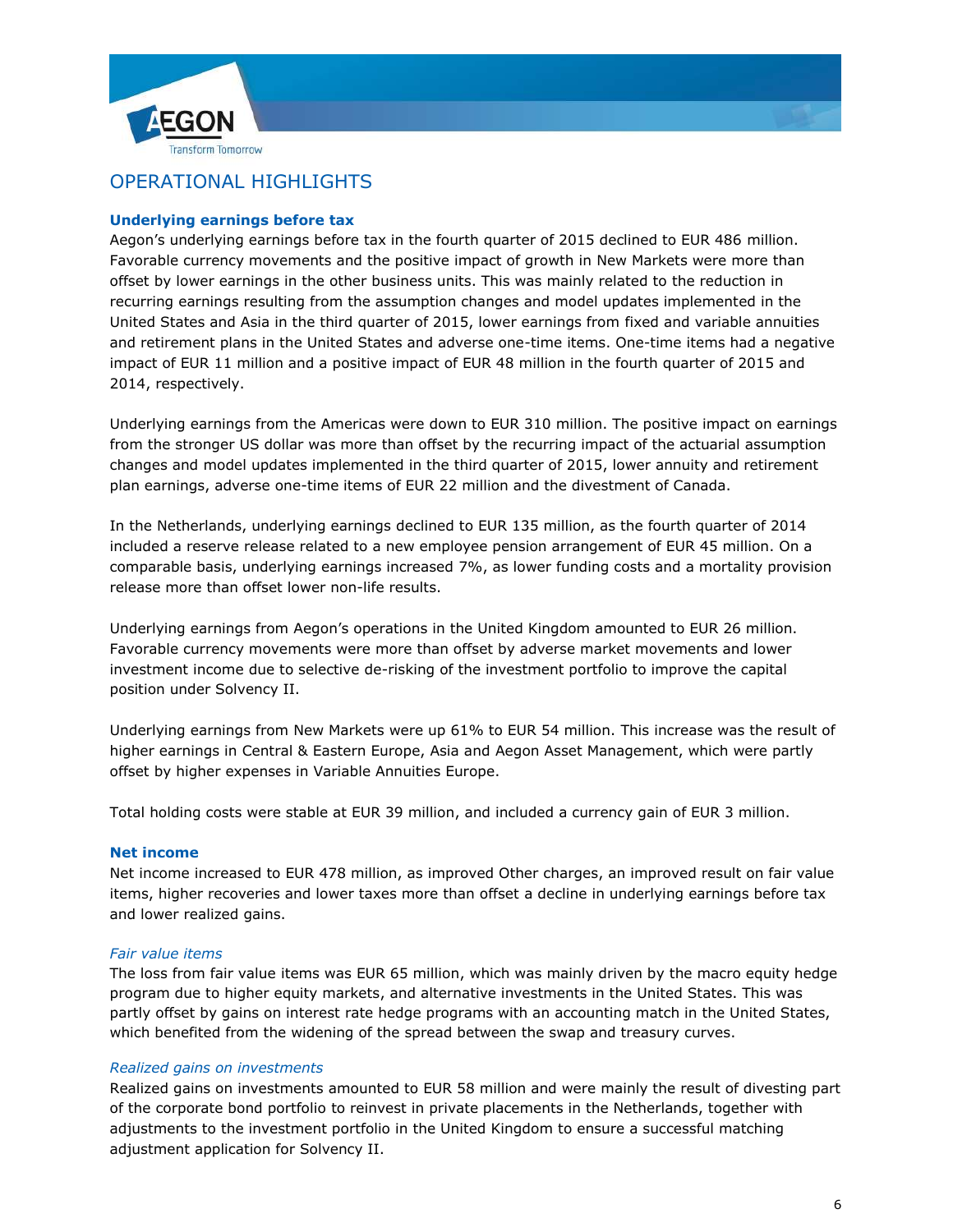# OPERATIONAL HIGHLIGHTS

**Underlying earnings before tax**

Aegon's underlying earnings before tax in the fourth quarter of 2015 declined to EUR 486 million. Favorable currency movements and the positive impact of growth in New Markets were more than offset by lower earnings in the other business units. This was mainly related to the reduction in recurring earnings resulting from the assumption changes and model updates implemented in the United States and Asia in the third quarter of 2015, lower earnings from fixed and variable annuities and retirement plans in the United States and adverse one-time items. One-time items had a negative impact of EUR 11 million and a positive impact of EUR 48 million in the fourth quarter of 2015 and 2014, respectively.

Underlying earnings from the Americas were down to EUR 310 million. The positive impact on earnings from the stronger US dollar was more than offset by the recurring impact of the actuarial assumption changes and model updates implemented in the third quarter of 2015, lower annuity and retirement plan earnings, adverse one-time items of EUR 22 million and the divestment of Canada.

In the Netherlands, underlying earnings declined to EUR 135 million, as the fourth quarter of 2014 included a reserve release related to a new employee pension arrangement of EUR 45 million. On a comparable basis, underlying earnings increased 7%, as lower funding costs and a mortality provision release more than offset lower non-life results.

Underlying earnings from Aegon's operations in the United Kingdom amounted to EUR 26 million. Favorable currency movements were more than offset by adverse market movements and lower investment income due to selective de-risking of the investment portfolio to improve the capital position under Solvency II.

Underlying earnings from New Markets were up 61% to EUR 54 million. This increase was the result of higher earnings in Central & Eastern Europe, Asia and Aegon Asset Management, which were partly offset by higher expenses in Variable Annuities Europe.

Total holding costs were stable at EUR 39 million, and included a currency gain of EUR 3 million.

**Net income**

Net income increased to EUR 478 million, as improved Other charges, an improved result on fair value items, higher recoveries and lower taxes more than offset a decline in underlying earnings before tax and lower realized gains.

*Fair value items*

The loss from fair value items was EUR 65 million, which was mainly driven by the macro equity hedge program due to higher equity markets, and alternative investments in the United States. This was partly offset by gains on interest rate hedge programs with an accounting match in the United States, which benefited from the widening of the spread between the swap and treasury curves.

*Realized gains on investments*

Realized gains on investments amounted to EUR 58 million and were mainly the result of divesting part of the corporate bond portfolio to reinvest in private placements in the Netherlands, together with adjustments to the investment portfolio in the United Kingdom to ensure a successful matching adjustment application for Solvency II.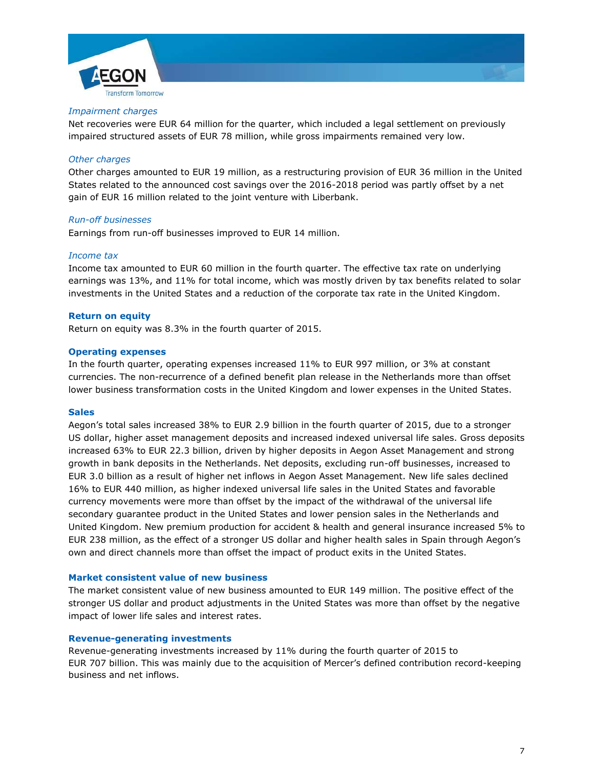*Impairment charges*

Net recoveries were EUR 64 million for the quarter, which included a legal settlement on previously impaired structured assets of EUR 78 million, while gross impairments remained very low.

*Other charges*

Other charges amounted to EUR 19 million, as a restructuring provision of EUR 36 million in the United States related to the announced cost savings over the 2016-2018 period was partly offset by a net gain of EUR 16 million related to the joint venture with Liberbank.

*Run-off businesses*

Earnings from run-off businesses improved to EUR 14 million.

*Income tax*

Income tax amounted to EUR 60 million in the fourth quarter. The effective tax rate on underlying earnings was 13%, and 11% for total income, which was mostly driven by tax benefits related to solar investments in the United States and a reduction of the corporate tax rate in the United Kingdom.

**Return on equity**

Return on equity was 8.3% in the fourth quarter of 2015.

**Operating expenses**

In the fourth quarter, operating expenses increased 11% to EUR 997 million, or 3% at constant currencies. The non-recurrence of a defined benefit plan release in the Netherlands more than offset lower business transformation costs in the United Kingdom and lower expenses in the United States.

**Sales**

Aegon's total sales increased 38% to EUR 2.9 billion in the fourth quarter of 2015, due to a stronger US dollar, higher asset management deposits and increased indexed universal life sales. Gross deposits increased 63% to EUR 22.3 billion, driven by higher deposits in Aegon Asset Management and strong growth in bank deposits in the Netherlands. Net deposits, excluding run-off businesses, increased to EUR 3.0 billion as a result of higher net inflows in Aegon Asset Management. New life sales declined 16% to EUR 440 million, as higher indexed universal life sales in the United States and favorable currency movements were more than offset by the impact of the withdrawal of the universal life secondary guarantee product in the United States and lower pension sales in the Netherlands and United Kingdom. New premium production for accident & health and general insurance increased 5% to EUR 238 million, as the effect of a stronger US dollar and higher health sales in Spain through Aegon's own and direct channels more than offset the impact of product exits in the United States.

**Market consistent value of new business**

The market consistent value of new business amounted to EUR 149 million. The positive effect of the stronger US dollar and product adjustments in the United States was more than offset by the negative impact of lower life sales and interest rates.

**Revenue-generating investments**

Revenue-generating investments increased by 11% during the fourth quarter of 2015 to EUR 707 billion. This was mainly due to the acquisition of Mercer's defined contribution record-keeping business and net inflows.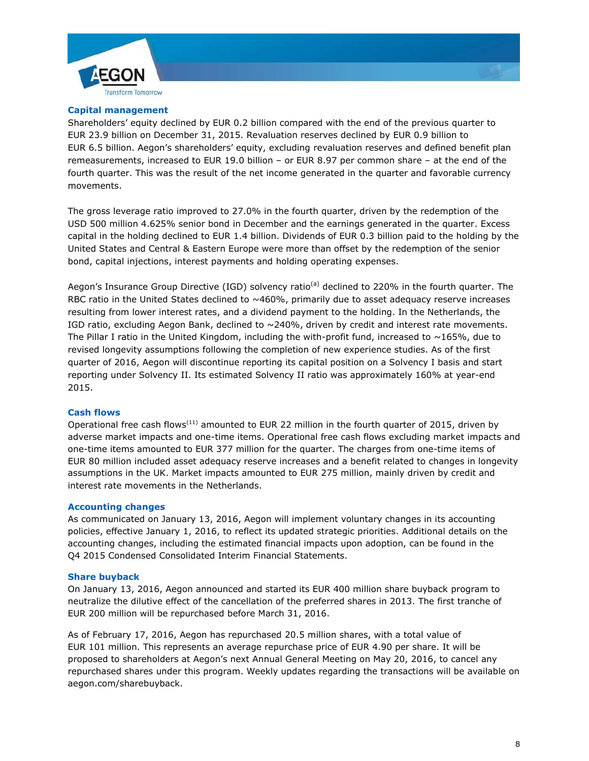### Capital management

Shareholders' equity declined by EUR 0.2 billion compared with the end of the previous quarter to EUR 23.9 billion on December 31, 2015. Revaluation reserves declined by EUR 0.9 billion to EUR 6.5 billion. Aegon's shareholders' equity, excluding revaluation reserves and defined benefit plan remeasurements, increased to EUR 19.0 billion – or EUR 8.97 per common share – at the end of the fourth quarter. This was the result of the net income generated in the quarter and favorable currency movements.

The gross leverage ratio improved to 27.0% in the fourth quarter, driven by the redemption of the USD 500 million 4.625% senior bond in December and the earnings generated in the quarter. Excess capital in the holding declined to EUR 1.4 billion. Dividends of EUR 0.3 billion paid to the holding by the United States and Central & Eastern Europe were more than offset by the redemption of the senior bond, capital injections, interest payments and holding operating expenses.

Aegon's Insurance Group Directive (IGD) solvency ratio[a] declined to 220% in the fourth quarter. The RBC ratio in the United States declined to ~460%, primarily due to asset adequacy reserve increases resulting from lower interest rates, and a dividend payment to the holding. In the Netherlands, the IGD ratio, excluding Aegon Bank, declined to ~240%, driven by credit and interest rate movements. The Pillar I ratio in the United Kingdom, including the with-profit fund, increased to ~165%, due to revised longevity assumptions following the completion of new experience studies. As of the first quarter of 2016, Aegon will discontinue reporting its capital position on a Solvency I basis and start reporting under Solvency II. Its estimated Solvency II ratio was approximately 160% at year-end 2015.

### Cash flows

Operational free cash flows[11] amounted to EUR 22 million in the fourth quarter of 2015, driven by adverse market impacts and one-time items. Operational free cash flows excluding market impacts and one-time items amounted to EUR 377 million for the quarter. The charges from one-time items of EUR 80 million included asset adequacy reserve increases and a benefit related to changes in longevity assumptions in the UK. Market impacts amounted to EUR 275 million, mainly driven by credit and interest rate movements in the Netherlands.

### Accounting changes

As communicated on January 13, 2016, Aegon will implement voluntary changes in its accounting policies, effective January 1, 2016, to reflect its updated strategic priorities. Additional details on the accounting changes, including the estimated financial impacts upon adoption, can be found in the Q4 2015 Condensed Consolidated Interim Financial Statements.

### Share buyback

On January 13, 2016, Aegon announced and started its EUR 400 million share buyback program to neutralize the dilutive effect of the cancellation of the preferred shares in 2013. The first tranche of EUR 200 million will be repurchased before March 31, 2016.

As of February 17, 2016, Aegon has repurchased 20.5 million shares, with a total value of EUR 101 million. This represents an average repurchase price of EUR 4.90 per share. It will be proposed to shareholders at Aegon's next Annual General Meeting on May 20, 2016, to cancel any repurchased shares under this program. Weekly updates regarding the transactions will be available on aegon.com/sharebuyback.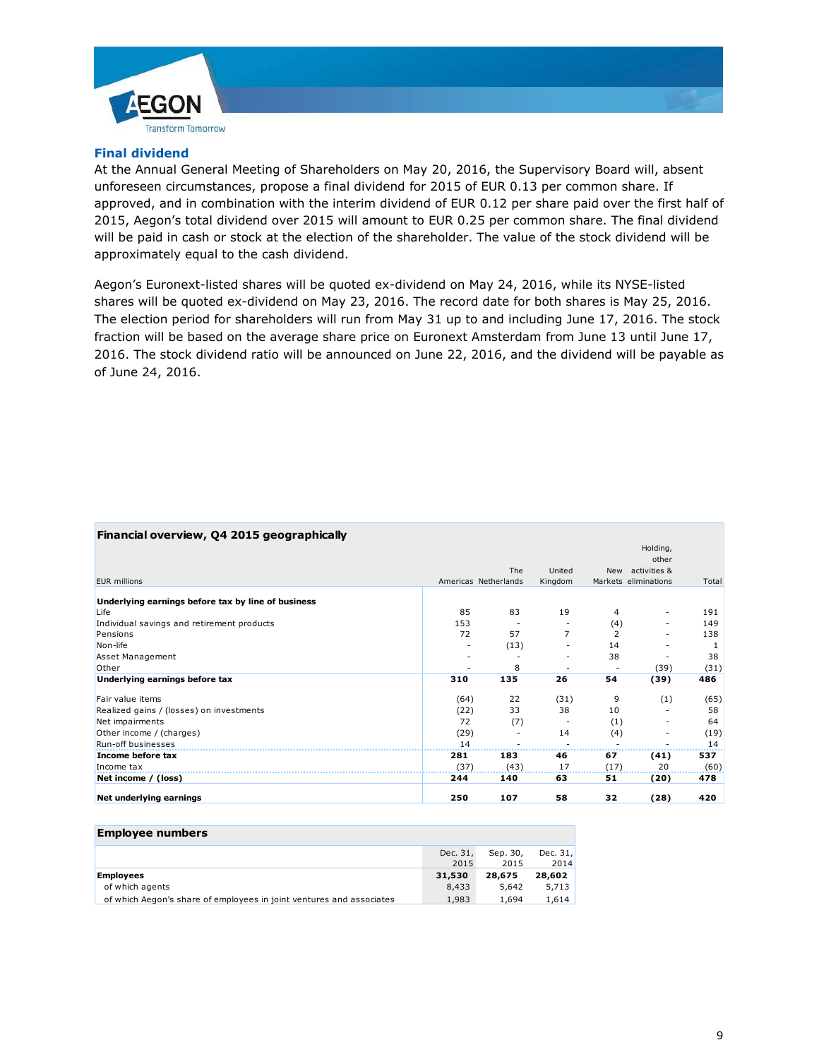## Final dividend

At the Annual General Meeting of Shareholders on May 20, 2016, the Supervisory Board will, absent unforeseen circumstances, propose a final dividend for 2015 of EUR 0.13 per common share. If approved, and in combination with the interim dividend of EUR 0.12 per share paid over the first half of 2015, Aegon's total dividend over 2015 will amount to EUR 0.25 per common share. The final dividend will be paid in cash or stock at the election of the shareholder. The value of the stock dividend will be approximately equal to the cash dividend.

Aegon's Euronext-listed shares will be quoted ex-dividend on May 24, 2016, while its NYSE-listed shares will be quoted ex-dividend on May 23, 2016. The record date for both shares is May 25, 2016. The election period for shareholders will run from May 31 up to and including June 17, 2016. The stock fraction will be based on the average share price on Euronext Amsterdam from June 13 until June 17, 2016. The stock dividend ratio will be announced on June 22, 2016, and the dividend will be payable as of June 24, 2016.

**Financial overview, Q4 2015 geographically**

| EUR millions | Americas | The Netherlands | United Kingdom | New Markets | Holding, other activities & eliminations | Total |
|---|---|---|---|---|---|---|
| **Underlying earnings before tax by line of business** | | | | | | |
| Life | 85 | 83 | 19 | 4 | - | 191 |
| Individual savings and retirement products | 153 | - | - | (4) | - | 149 |
| Pensions | 72 | 57 | 7 | 2 | - | 138 |
| Non-life | - | (13) | - | 14 | - | 1 |
| Asset Management | - | - | - | 38 | - | 38 |
| Other | - | 8 | - | - | (39) | (31) |
| **Underlying earnings before tax** | **310** | **135** | **26** | **54** | **(39)** | **486** |
| Fair value items | (64) | 22 | (31) | 9 | (1) | (65) |
| Realized gains / (losses) on investments | (22) | 33 | 38 | 10 | - | 58 |
| Net impairments | 72 | (7) | - | (1) | - | 64 |
| Other income / (charges) | (29) | - | 14 | (4) | - | (19) |
| Run-off businesses | 14 | - | - | - | - | 14 |
| **Income before tax** | **281** | **183** | **46** | **67** | **(41)** | **537** |
| Income tax | (37) | (43) | 17 | (17) | 20 | (60) |
| **Net income / (loss)** | **244** | **140** | **63** | **51** | **(20)** | **478** |
| **Net underlying earnings** | **250** | **107** | **58** | **32** | **(28)** | **420** |

**Employee numbers**

| | Dec. 31, 2015 | Sep. 30, 2015 | Dec. 31, 2014 |
|---|---|---|---|
| **Employees** | **31,530** | **28,675** | **28,602** |
| of which agents | 8,433 | 5,642 | 5,713 |
| of which Aegon's share of employees in joint ventures and associates | 1,983 | 1,694 | 1,614 |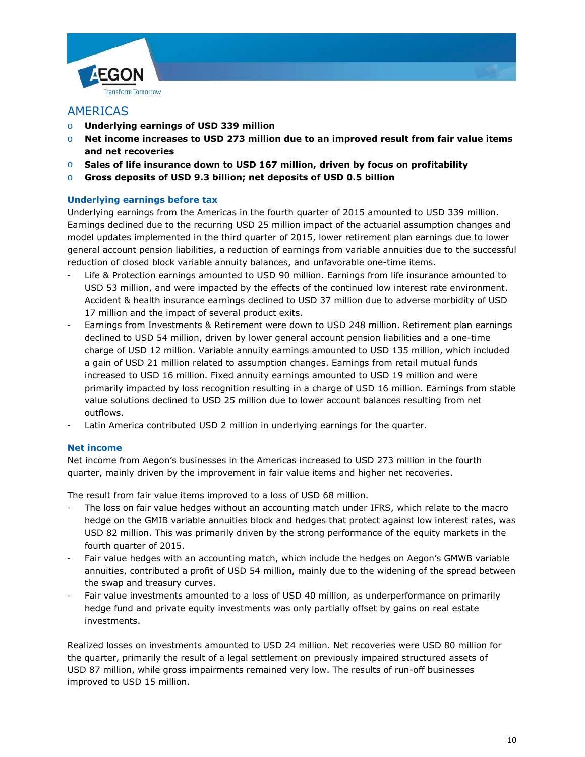## AMERICAS

- **Underlying earnings of USD 339 million**
- **Net income increases to USD 273 million due to an improved result from fair value items and net recoveries**
- **Sales of life insurance down to USD 167 million, driven by focus on profitability**
- **Gross deposits of USD 9.3 billion; net deposits of USD 0.5 billion**

### Underlying earnings before tax

Underlying earnings from the Americas in the fourth quarter of 2015 amounted to USD 339 million. Earnings declined due to the recurring USD 25 million impact of the actuarial assumption changes and model updates implemented in the third quarter of 2015, lower retirement plan earnings due to lower general account pension liabilities, a reduction of earnings from variable annuities due to the successful reduction of closed block variable annuity balances, and unfavorable one-time items.

- Life & Protection earnings amounted to USD 90 million. Earnings from life insurance amounted to USD 53 million, and were impacted by the effects of the continued low interest rate environment. Accident & health insurance earnings declined to USD 37 million due to adverse morbidity of USD 17 million and the impact of several product exits.
- Earnings from Investments & Retirement were down to USD 248 million. Retirement plan earnings declined to USD 54 million, driven by lower general account pension liabilities and a one-time charge of USD 12 million. Variable annuity earnings amounted to USD 135 million, which included a gain of USD 21 million related to assumption changes. Earnings from retail mutual funds increased to USD 16 million. Fixed annuity earnings amounted to USD 19 million and were primarily impacted by loss recognition resulting in a charge of USD 16 million. Earnings from stable value solutions declined to USD 25 million due to lower account balances resulting from net outflows.
- Latin America contributed USD 2 million in underlying earnings for the quarter.

### Net income

Net income from Aegon's businesses in the Americas increased to USD 273 million in the fourth quarter, mainly driven by the improvement in fair value items and higher net recoveries.

The result from fair value items improved to a loss of USD 68 million.

- The loss on fair value hedges without an accounting match under IFRS, which relate to the macro hedge on the GMIB variable annuities block and hedges that protect against low interest rates, was USD 82 million. This was primarily driven by the strong performance of the equity markets in the fourth quarter of 2015.
- Fair value hedges with an accounting match, which include the hedges on Aegon's GMWB variable annuities, contributed a profit of USD 54 million, mainly due to the widening of the spread between the swap and treasury curves.
- Fair value investments amounted to a loss of USD 40 million, as underperformance on primarily hedge fund and private equity investments was only partially offset by gains on real estate investments.

Realized losses on investments amounted to USD 24 million. Net recoveries were USD 80 million for the quarter, primarily the result of a legal settlement on previously impaired structured assets of USD 87 million, while gross impairments remained very low. The results of run-off businesses improved to USD 15 million.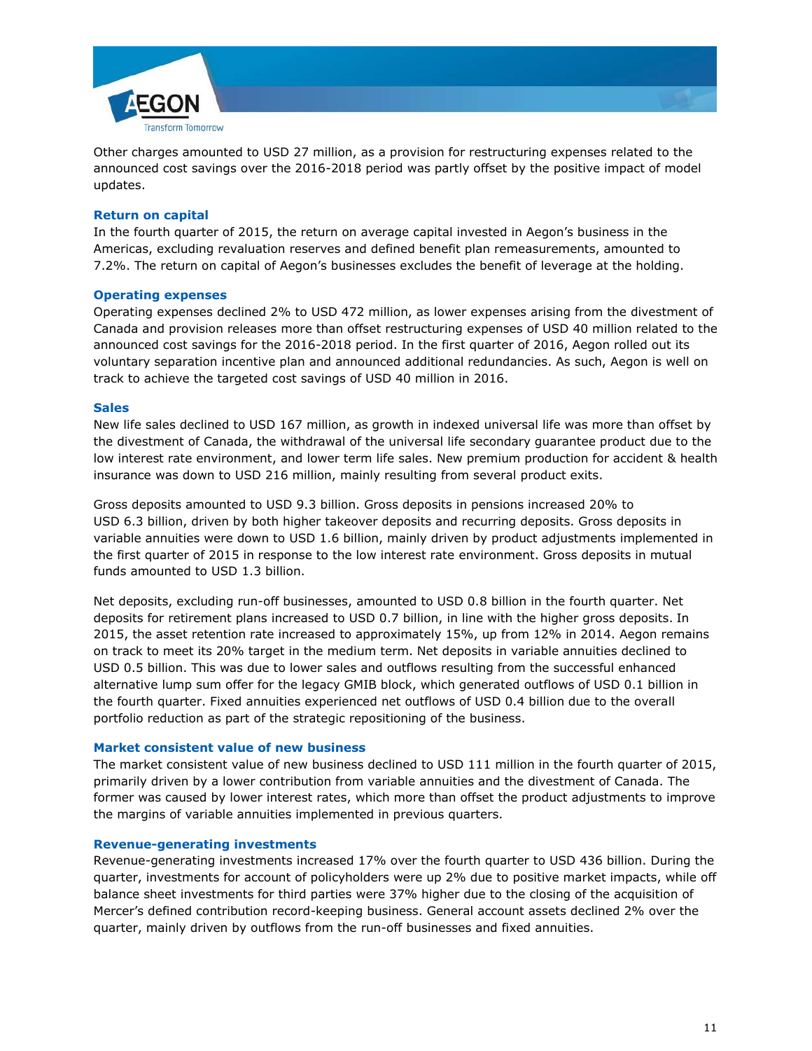Other charges amounted to USD 27 million, as a provision for restructuring expenses related to the announced cost savings over the 2016-2018 period was partly offset by the positive impact of model updates.

### Return on capital

In the fourth quarter of 2015, the return on average capital invested in Aegon's business in the Americas, excluding revaluation reserves and defined benefit plan remeasurements, amounted to 7.2%. The return on capital of Aegon's businesses excludes the benefit of leverage at the holding.

### Operating expenses

Operating expenses declined 2% to USD 472 million, as lower expenses arising from the divestment of Canada and provision releases more than offset restructuring expenses of USD 40 million related to the announced cost savings for the 2016-2018 period. In the first quarter of 2016, Aegon rolled out its voluntary separation incentive plan and announced additional redundancies. As such, Aegon is well on track to achieve the targeted cost savings of USD 40 million in 2016.

### Sales

New life sales declined to USD 167 million, as growth in indexed universal life was more than offset by the divestment of Canada, the withdrawal of the universal life secondary guarantee product due to the low interest rate environment, and lower term life sales. New premium production for accident & health insurance was down to USD 216 million, mainly resulting from several product exits.

Gross deposits amounted to USD 9.3 billion. Gross deposits in pensions increased 20% to USD 6.3 billion, driven by both higher takeover deposits and recurring deposits. Gross deposits in variable annuities were down to USD 1.6 billion, mainly driven by product adjustments implemented in the first quarter of 2015 in response to the low interest rate environment. Gross deposits in mutual funds amounted to USD 1.3 billion.

Net deposits, excluding run-off businesses, amounted to USD 0.8 billion in the fourth quarter. Net deposits for retirement plans increased to USD 0.7 billion, in line with the higher gross deposits. In 2015, the asset retention rate increased to approximately 15%, up from 12% in 2014. Aegon remains on track to meet its 20% target in the medium term. Net deposits in variable annuities declined to USD 0.5 billion. This was due to lower sales and outflows resulting from the successful enhanced alternative lump sum offer for the legacy GMIB block, which generated outflows of USD 0.1 billion in the fourth quarter. Fixed annuities experienced net outflows of USD 0.4 billion due to the overall portfolio reduction as part of the strategic repositioning of the business.

### Market consistent value of new business

The market consistent value of new business declined to USD 111 million in the fourth quarter of 2015, primarily driven by a lower contribution from variable annuities and the divestment of Canada. The former was caused by lower interest rates, which more than offset the product adjustments to improve the margins of variable annuities implemented in previous quarters.

### Revenue-generating investments

Revenue-generating investments increased 17% over the fourth quarter to USD 436 billion. During the quarter, investments for account of policyholders were up 2% due to positive market impacts, while off balance sheet investments for third parties were 37% higher due to the closing of the acquisition of Mercer's defined contribution record-keeping business. General account assets declined 2% over the quarter, mainly driven by outflows from the run-off businesses and fixed annuities.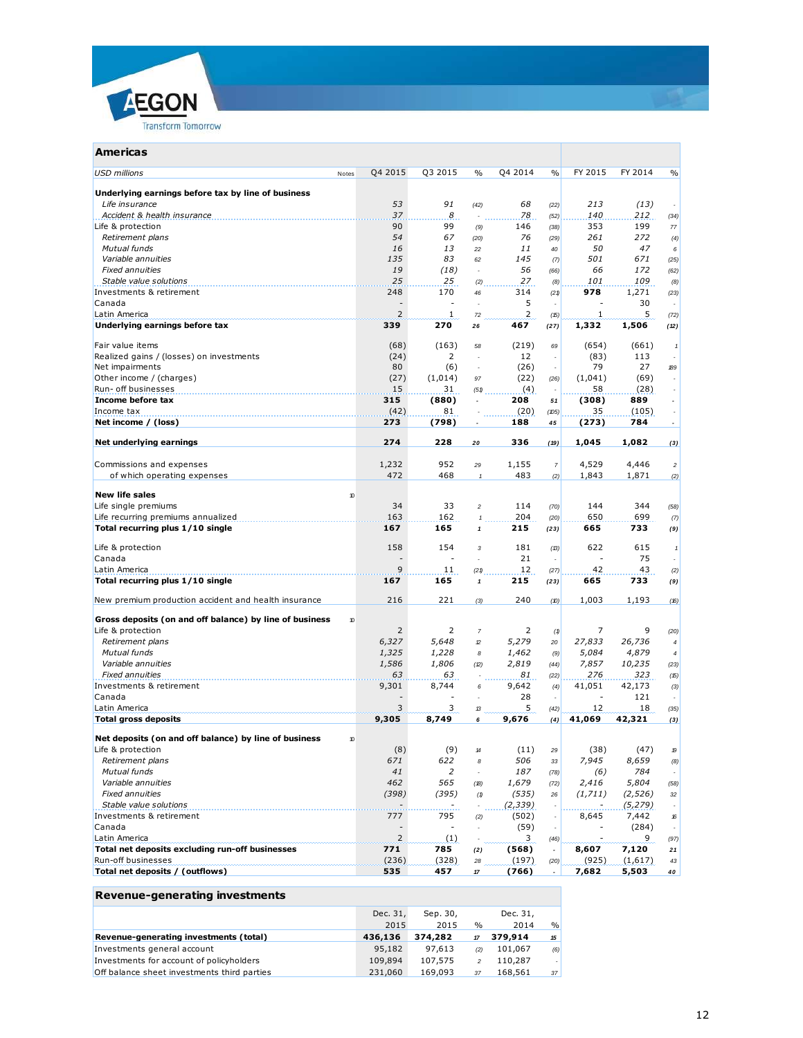## Americas

| USD millions | Notes | Q4 2015 | Q3 2015 | % | Q4 2014 | % | FY 2015 | FY 2014 | % |
|---|---|---|---|---|---|---|---|---|---|
| **Underlying earnings before tax by line of business** | | | | | | | | | |
| *Life insurance* | | *53* | *91* | *(42)* | *68* | *(22)* | *213* | *(13)* | - |
| *Accident & health insurance* | | *37* | *8* | - | *78* | *(52)* | *140* | *212* | *(34)* |
| Life & protection | | 90 | 99 | *(9)* | 146 | *(38)* | 353 | 199 | *77* |
| *Retirement plans* | | *54* | *67* | *(20)* | *76* | *(29)* | *261* | *272* | *(4)* |
| *Mutual funds* | | *16* | *13* | *22* | *11* | *40* | *50* | *47* | *6* |
| *Variable annuities* | | *135* | *83* | *62* | *145* | *(7)* | *501* | *671* | *(25)* |
| *Fixed annuities* | | *19* | *(18)* | - | *56* | *(66)* | *66* | *172* | *(62)* |
| *Stable value solutions* | | *25* | *25* | *(2)* | *27* | *(8)* | *101* | *109* | *(8)* |
| Investments & retirement | | 248 | 170 | *46* | 314 | *(21)* | **978** | 1,271 | *(23)* |
| Canada | | - | - | - | 5 | - | - | 30 | - |
| Latin America | | 2 | 1 | *72* | 2 | *(5)* | 1 | 5 | *(72)* |
| **Underlying earnings before tax** | | **339** | **270** | ***26*** | **467** | ***(27)*** | **1,332** | **1,506** | ***(12)*** |
| | | | | | | | | | |
| Fair value items | | (68) | (163) | *58* | (219) | *69* | (654) | (661) | *1* |
| Realized gains / (losses) on investments | | (24) | 2 | - | 12 | - | (83) | 113 | - |
| Net impairments | | 80 | (6) | - | (26) | - | 79 | 27 | *189* |
| Other income / (charges) | | (27) | (1,014) | *97* | (22) | *(26)* | (1,041) | (69) | - |
| Run- off businesses | | 15 | 31 | *(51)* | (4) | - | 58 | (28) | - |
| **Income before tax** | | **315** | **(880)** | - | **208** | ***51*** | **(308)** | **889** | - |
| Income tax | | (42) | 81 | - | (20) | *(105)* | 35 | (105) | - |
| **Net income / (loss)** | | **273** | **(798)** | - | **188** | ***45*** | **(273)** | **784** | - |
| | | | | | | | | | |
| **Net underlying earnings** | | **274** | **228** | ***20*** | **336** | ***(19)*** | **1,045** | **1,082** | ***(3)*** |
| | | | | | | | | | |
| Commissions and expenses | | 1,232 | 952 | *29* | 1,155 | *7* | 4,529 | 4,446 | *2* |
| of which operating expenses | | 472 | 468 | *1* | 483 | *(2)* | 1,843 | 1,871 | *(2)* |
| | | | | | | | | | |
| **New life sales** | 10 | | | | | | | | |
| Life single premiums | | 34 | 33 | *2* | 114 | *(70)* | 144 | 344 | *(58)* |
| Life recurring premiums annualized | | 163 | 162 | *1* | 204 | *(20)* | 650 | 699 | *(7)* |
| **Total recurring plus 1/10 single** | | **167** | **165** | ***1*** | **215** | ***(23)*** | **665** | **733** | ***(9)*** |
| | | | | | | | | | |
| Life & protection | | 158 | 154 | *3* | 181 | *(13)* | 622 | 615 | *1* |
| Canada | | - | - | - | 21 | - | - | 75 | - |
| Latin America | | 9 | 11 | *(21)* | 12 | *(27)* | 42 | 43 | *(2)* |
| **Total recurring plus 1/10 single** | | **167** | **165** | ***1*** | **215** | ***(23)*** | **665** | **733** | ***(9)*** |
| | | | | | | | | | |
| New premium production accident and health insurance | | 216 | 221 | *(3)* | 240 | *(10)* | 1,003 | 1,193 | *(16)* |
| | | | | | | | | | |
| **Gross deposits (on and off balance) by line of business** | 10 | | | | | | | | |
| Life & protection | | 2 | 2 | *7* | 2 | *(1)* | 7 | 9 | *(20)* |
| *Retirement plans* | | *6,327* | *5,648* | *12* | *5,279* | *20* | *27,833* | *26,736* | *4* |
| *Mutual funds* | | *1,325* | *1,228* | *8* | *1,462* | *(9)* | *5,084* | *4,879* | *4* |
| *Variable annuities* | | *1,586* | *1,806* | *(12)* | *2,819* | *(44)* | *7,857* | *10,235* | *(23)* |
| *Fixed annuities* | | *63* | *63* | - | *81* | *(22)* | *276* | *323* | *(15)* |
| Investments & retirement | | 9,301 | 8,744 | *6* | 9,642 | *(4)* | 41,051 | 42,173 | *(3)* |
| Canada | | - | - | - | 28 | - | - | 121 | - |
| Latin America | | 3 | 3 | *13* | 5 | *(42)* | 12 | 18 | *(35)* |
| **Total gross deposits** | | **9,305** | **8,749** | ***6*** | **9,676** | ***(4)*** | **41,069** | **42,321** | ***(3)*** |
| | | | | | | | | | |
| **Net deposits (on and off balance) by line of business** | 10 | | | | | | | | |
| Life & protection | | (8) | (9) | *14* | (11) | *29* | (38) | (47) | *19* |
| *Retirement plans* | | *671* | *622* | *8* | *506* | *33* | *7,945* | *8,659* | *(8)* |
| *Mutual funds* | | *41* | *2* | - | *187* | *(78)* | *(6)* | *784* | - |
| *Variable annuities* | | *462* | *565* | *(18)* | *1,679* | *(72)* | *2,416* | *5,804* | *(58)* |
| *Fixed annuities* | | *(398)* | *(395)* | *(1)* | *(535)* | *26* | *(1,711)* | *(2,526)* | *32* |
| *Stable value solutions* | | - | - | - | *(2,339)* | - | - | *(5,279)* | - |
| Investments & retirement | | 777 | 795 | *(2)* | (502) | - | 8,645 | 7,442 | *16* |
| Canada | | - | - | - | (59) | - | - | (284) | - |
| Latin America | | 2 | (1) | - | 3 | *(46)* | - | 9 | *(97)* |
| **Total net deposits excluding run-off businesses** | | **771** | **785** | ***(2)*** | **(568)** | - | **8,607** | **7,120** | ***21*** |
| Run-off businesses | | (236) | (328) | *28* | (197) | *(20)* | (925) | (1,617) | *43* |
| **Total net deposits / (outflows)** | | **535** | **457** | ***17*** | **(766)** | - | **7,682** | **5,503** | ***40*** |

## Revenue-generating investments

| | Dec. 31, 2015 | Sep. 30, 2015 | % | Dec. 31, 2014 | % |
|---|---|---|---|---|---|
| **Revenue-generating investments (total)** | **436,136** | **374,282** | ***17*** | **379,914** | ***15*** |
| Investments general account | 95,182 | 97,613 | *(2)* | 101,067 | *(6)* |
| Investments for account of policyholders | 109,894 | 107,575 | *2* | 110,287 | - |
| Off balance sheet investments third parties | 231,060 | 169,093 | *37* | 168,561 | *37* |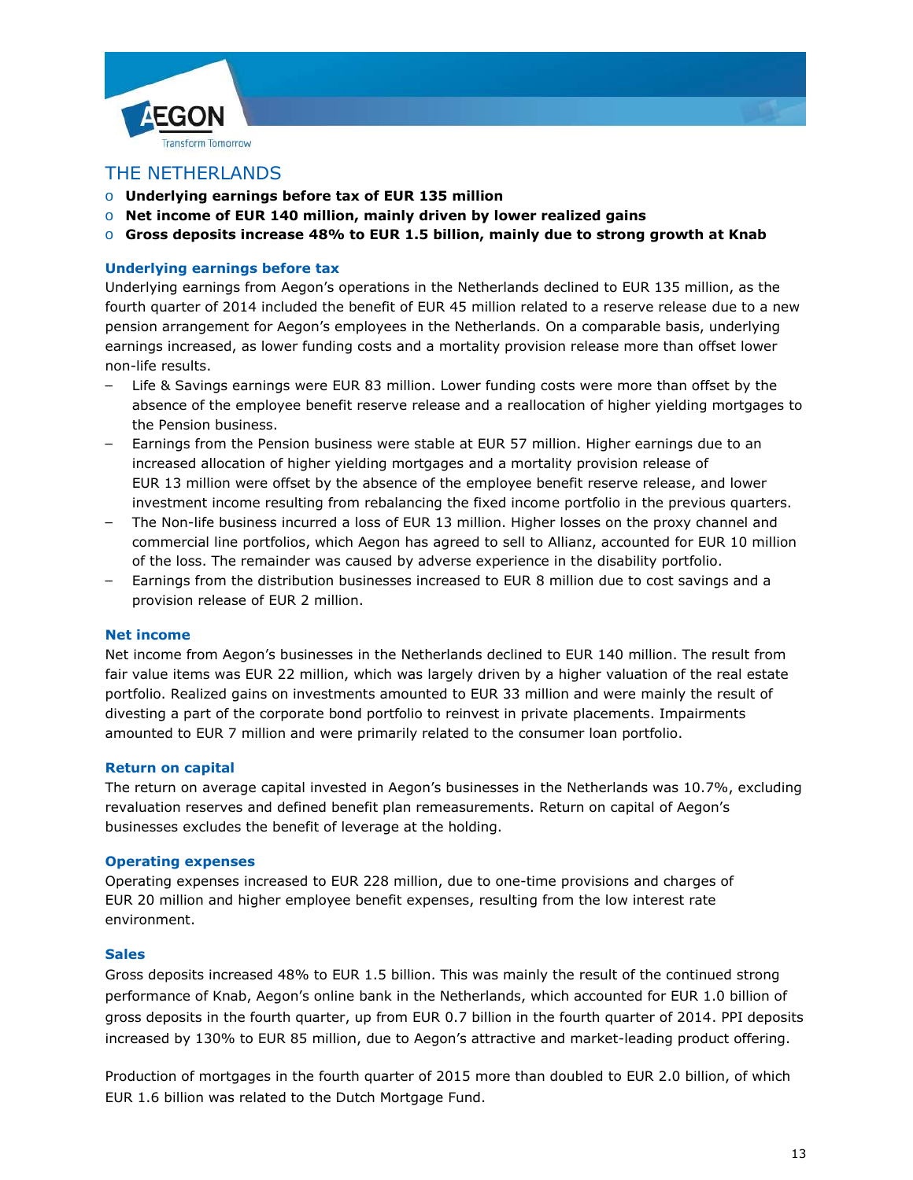## THE NETHERLANDS

- **Underlying earnings before tax of EUR 135 million**
- **Net income of EUR 140 million, mainly driven by lower realized gains**
- **Gross deposits increase 48% to EUR 1.5 billion, mainly due to strong growth at Knab**

### Underlying earnings before tax

Underlying earnings from Aegon's operations in the Netherlands declined to EUR 135 million, as the fourth quarter of 2014 included the benefit of EUR 45 million related to a reserve release due to a new pension arrangement for Aegon's employees in the Netherlands. On a comparable basis, underlying earnings increased, as lower funding costs and a mortality provision release more than offset lower non-life results.

- Life & Savings earnings were EUR 83 million. Lower funding costs were more than offset by the absence of the employee benefit reserve release and a reallocation of higher yielding mortgages to the Pension business.
- Earnings from the Pension business were stable at EUR 57 million. Higher earnings due to an increased allocation of higher yielding mortgages and a mortality provision release of EUR 13 million were offset by the absence of the employee benefit reserve release, and lower investment income resulting from rebalancing the fixed income portfolio in the previous quarters.
- The Non-life business incurred a loss of EUR 13 million. Higher losses on the proxy channel and commercial line portfolios, which Aegon has agreed to sell to Allianz, accounted for EUR 10 million of the loss. The remainder was caused by adverse experience in the disability portfolio.
- Earnings from the distribution businesses increased to EUR 8 million due to cost savings and a provision release of EUR 2 million.

### Net income

Net income from Aegon's businesses in the Netherlands declined to EUR 140 million. The result from fair value items was EUR 22 million, which was largely driven by a higher valuation of the real estate portfolio. Realized gains on investments amounted to EUR 33 million and were mainly the result of divesting a part of the corporate bond portfolio to reinvest in private placements. Impairments amounted to EUR 7 million and were primarily related to the consumer loan portfolio.

### Return on capital

The return on average capital invested in Aegon's businesses in the Netherlands was 10.7%, excluding revaluation reserves and defined benefit plan remeasurements. Return on capital of Aegon's businesses excludes the benefit of leverage at the holding.

### Operating expenses

Operating expenses increased to EUR 228 million, due to one-time provisions and charges of EUR 20 million and higher employee benefit expenses, resulting from the low interest rate environment.

### Sales

Gross deposits increased 48% to EUR 1.5 billion. This was mainly the result of the continued strong performance of Knab, Aegon's online bank in the Netherlands, which accounted for EUR 1.0 billion of gross deposits in the fourth quarter, up from EUR 0.7 billion in the fourth quarter of 2014. PPI deposits increased by 130% to EUR 85 million, due to Aegon's attractive and market-leading product offering.

Production of mortgages in the fourth quarter of 2015 more than doubled to EUR 2.0 billion, of which EUR 1.6 billion was related to the Dutch Mortgage Fund.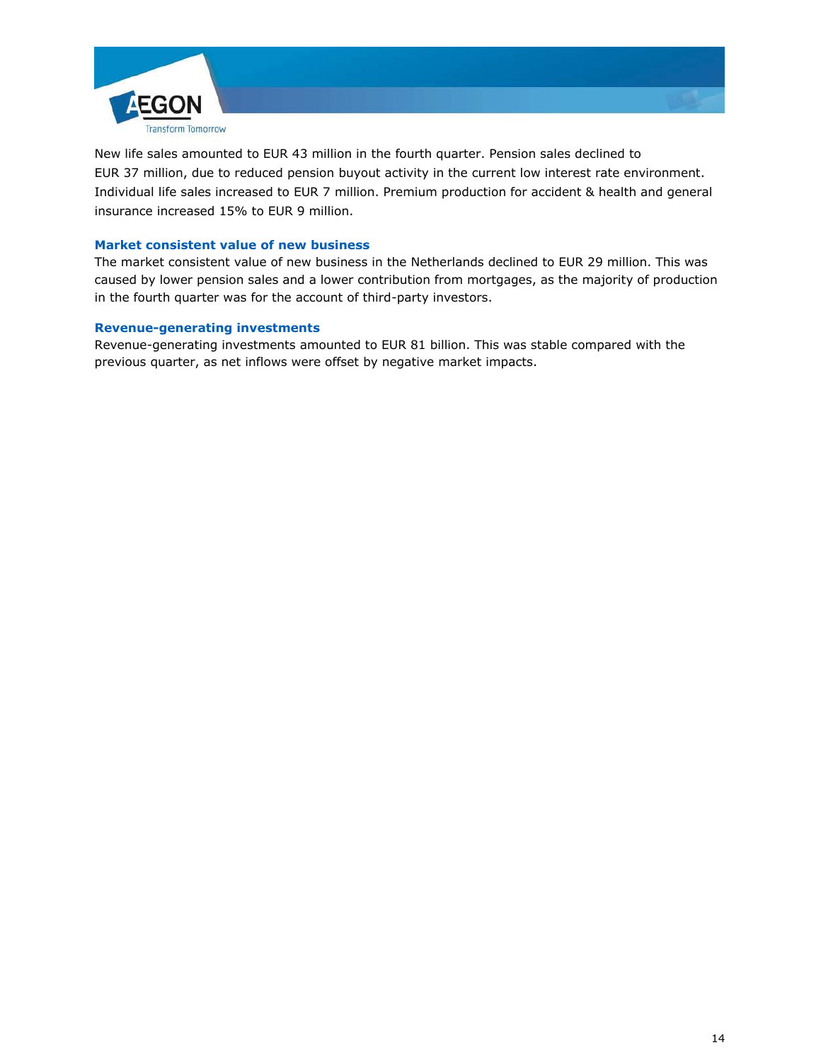New life sales amounted to EUR 43 million in the fourth quarter. Pension sales declined to EUR 37 million, due to reduced pension buyout activity in the current low interest rate environment. Individual life sales increased to EUR 7 million. Premium production for accident & health and general insurance increased 15% to EUR 9 million.

### Market consistent value of new business

The market consistent value of new business in the Netherlands declined to EUR 29 million. This was caused by lower pension sales and a lower contribution from mortgages, as the majority of production in the fourth quarter was for the account of third-party investors.

### Revenue-generating investments

Revenue-generating investments amounted to EUR 81 billion. This was stable compared with the previous quarter, as net inflows were offset by negative market impacts.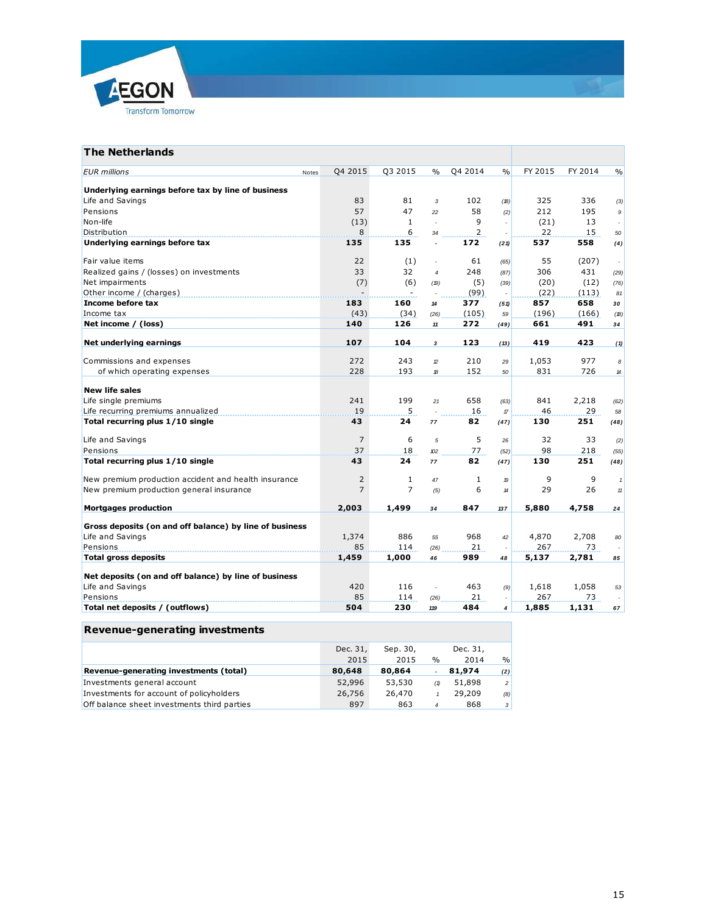## The Netherlands

| EUR millions | Notes | Q4 2015 | Q3 2015 | % | Q4 2014 | % | FY 2015 | FY 2014 | % |
|---|---|---|---|---|---|---|---|---|---|
| **Underlying earnings before tax by line of business** | | | | | | | | | |
| Life and Savings | | 83 | 81 | 3 | 102 | (18) | 325 | 336 | (3) |
| Pensions | | 57 | 47 | 22 | 58 | (2) | 212 | 195 | 9 |
| Non-life | | (13) | 1 | - | 9 | - | (21) | 13 | - |
| Distribution | | 8 | 6 | 34 | 2 | - | 22 | 15 | 50 |
| **Underlying earnings before tax** | | **135** | **135** | **-** | **172** | **(21)** | **537** | **558** | **(4)** |
| Fair value items | | 22 | (1) | - | 61 | (65) | 55 | (207) | - |
| Realized gains / (losses) on investments | | 33 | 32 | 4 | 248 | (87) | 306 | 431 | (29) |
| Net impairments | | (7) | (6) | (19) | (5) | (39) | (20) | (12) | (76) |
| Other income / (charges) | | - | - | - | (99) | - | (22) | (113) | 81 |
| **Income before tax** | | **183** | **160** | **14** | **377** | **(51)** | **857** | **658** | **30** |
| Income tax | | (43) | (34) | (26) | (105) | 59 | (196) | (166) | (18) |
| **Net income / (loss)** | | **140** | **126** | **11** | **272** | **(49)** | **661** | **491** | **34** |
| **Net underlying earnings** | | **107** | **104** | **3** | **123** | **(13)** | **419** | **423** | **(1)** |
| Commissions and expenses | | 272 | 243 | 12 | 210 | 29 | 1,053 | 977 | 8 |
| of which operating expenses | | 228 | 193 | 18 | 152 | 50 | 831 | 726 | 14 |
| **New life sales** | | | | | | | | | |
| Life single premiums | | 241 | 199 | 21 | 658 | (63) | 841 | 2,218 | (62) |
| Life recurring premiums annualized | | 19 | 5 | - | 16 | 17 | 46 | 29 | 58 |
| **Total recurring plus 1/10 single** | | **43** | **24** | **77** | **82** | **(47)** | **130** | **251** | **(48)** |
| Life and Savings | | 7 | 6 | 5 | 5 | 26 | 32 | 33 | (2) |
| Pensions | | 37 | 18 | 102 | 77 | (52) | 98 | 218 | (55) |
| **Total recurring plus 1/10 single** | | **43** | **24** | **77** | **82** | **(47)** | **130** | **251** | **(48)** |
| New premium production accident and health insurance | | 2 | 1 | 47 | 1 | 19 | 9 | 9 | 1 |
| New premium production general insurance | | 7 | 7 | (5) | 6 | 14 | 29 | 26 | 11 |
| **Mortgages production** | | **2,003** | **1,499** | **34** | **847** | **137** | **5,880** | **4,758** | **24** |
| **Gross deposits (on and off balance) by line of business** | | | | | | | | | |
| Life and Savings | | 1,374 | 886 | 55 | 968 | 42 | 4,870 | 2,708 | 80 |
| Pensions | | 85 | 114 | (26) | 21 | - | 267 | 73 | - |
| **Total gross deposits** | | **1,459** | **1,000** | **46** | **989** | **48** | **5,137** | **2,781** | **85** |
| **Net deposits (on and off balance) by line of business** | | | | | | | | | |
| Life and Savings | | 420 | 116 | - | 463 | (9) | 1,618 | 1,058 | 53 |
| Pensions | | 85 | 114 | (26) | 21 | - | 267 | 73 | - |
| **Total net deposits / (outflows)** | | **504** | **230** | **119** | **484** | **4** | **1,885** | **1,131** | **67** |

## Revenue-generating investments

| | Dec. 31, 2015 | Sep. 30, 2015 | % | Dec. 31, 2014 | % |
|---|---|---|---|---|---|
| **Revenue-generating investments (total)** | **80,648** | **80,864** | **-** | **81,974** | **(2)** |
| Investments general account | 52,996 | 53,530 | (1) | 51,898 | 2 |
| Investments for account of policyholders | 26,756 | 26,470 | 1 | 29,209 | (8) |
| Off balance sheet investments third parties | 897 | 863 | 4 | 868 | 3 |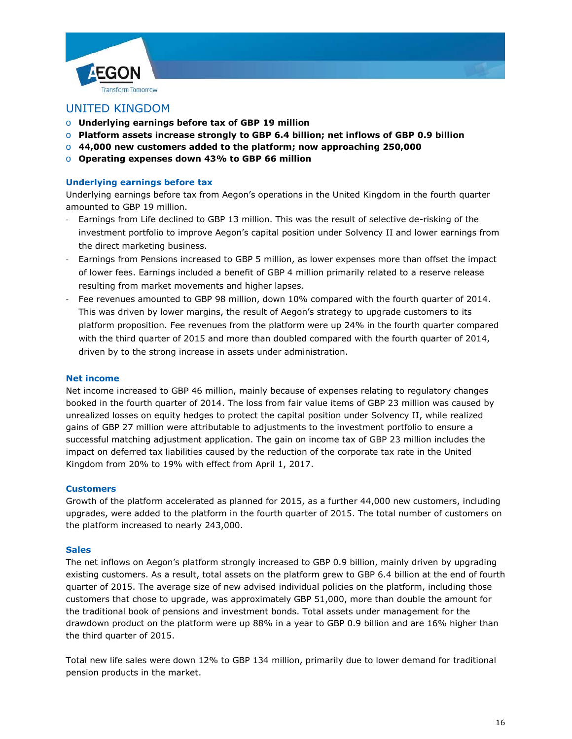## UNITED KINGDOM

- **Underlying earnings before tax of GBP 19 million**
- **Platform assets increase strongly to GBP 6.4 billion; net inflows of GBP 0.9 billion**
- **44,000 new customers added to the platform; now approaching 250,000**
- **Operating expenses down 43% to GBP 66 million**

### Underlying earnings before tax

Underlying earnings before tax from Aegon's operations in the United Kingdom in the fourth quarter amounted to GBP 19 million.

- Earnings from Life declined to GBP 13 million. This was the result of selective de-risking of the investment portfolio to improve Aegon's capital position under Solvency II and lower earnings from the direct marketing business.
- Earnings from Pensions increased to GBP 5 million, as lower expenses more than offset the impact of lower fees. Earnings included a benefit of GBP 4 million primarily related to a reserve release resulting from market movements and higher lapses.
- Fee revenues amounted to GBP 98 million, down 10% compared with the fourth quarter of 2014. This was driven by lower margins, the result of Aegon's strategy to upgrade customers to its platform proposition. Fee revenues from the platform were up 24% in the fourth quarter compared with the third quarter of 2015 and more than doubled compared with the fourth quarter of 2014, driven by to the strong increase in assets under administration.

### Net income

Net income increased to GBP 46 million, mainly because of expenses relating to regulatory changes booked in the fourth quarter of 2014. The loss from fair value items of GBP 23 million was caused by unrealized losses on equity hedges to protect the capital position under Solvency II, while realized gains of GBP 27 million were attributable to adjustments to the investment portfolio to ensure a successful matching adjustment application. The gain on income tax of GBP 23 million includes the impact on deferred tax liabilities caused by the reduction of the corporate tax rate in the United Kingdom from 20% to 19% with effect from April 1, 2017.

### Customers

Growth of the platform accelerated as planned for 2015, as a further 44,000 new customers, including upgrades, were added to the platform in the fourth quarter of 2015. The total number of customers on the platform increased to nearly 243,000.

### Sales

The net inflows on Aegon's platform strongly increased to GBP 0.9 billion, mainly driven by upgrading existing customers. As a result, total assets on the platform grew to GBP 6.4 billion at the end of fourth quarter of 2015. The average size of new advised individual policies on the platform, including those customers that chose to upgrade, was approximately GBP 51,000, more than double the amount for the traditional book of pensions and investment bonds. Total assets under management for the drawdown product on the platform were up 88% in a year to GBP 0.9 billion and are 16% higher than the third quarter of 2015.

Total new life sales were down 12% to GBP 134 million, primarily due to lower demand for traditional pension products in the market.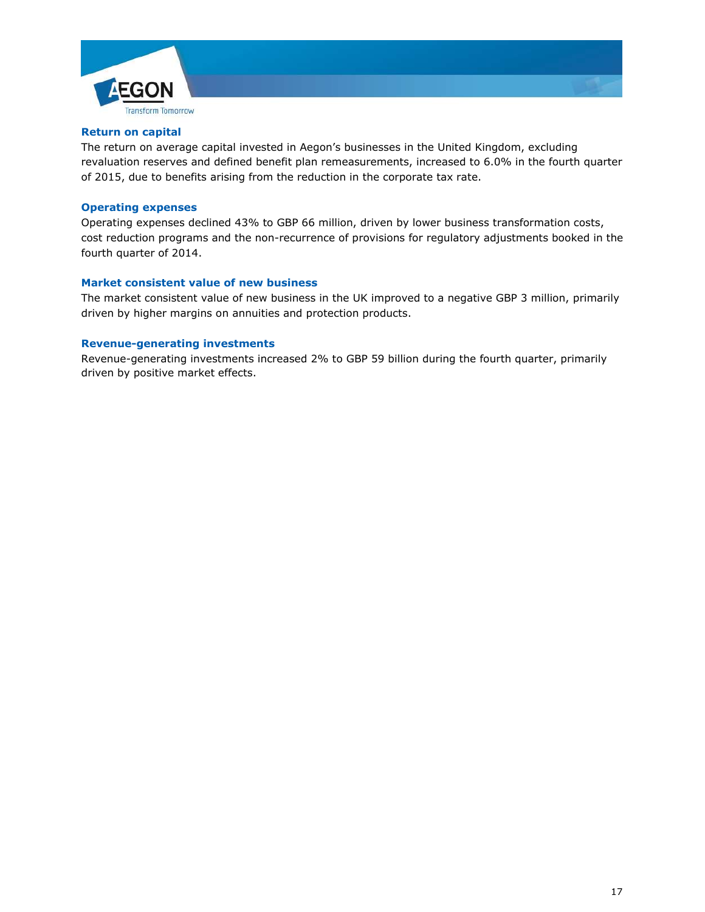### Return on capital

The return on average capital invested in Aegon's businesses in the United Kingdom, excluding revaluation reserves and defined benefit plan remeasurements, increased to 6.0% in the fourth quarter of 2015, due to benefits arising from the reduction in the corporate tax rate.

### Operating expenses

Operating expenses declined 43% to GBP 66 million, driven by lower business transformation costs, cost reduction programs and the non-recurrence of provisions for regulatory adjustments booked in the fourth quarter of 2014.

### Market consistent value of new business

The market consistent value of new business in the UK improved to a negative GBP 3 million, primarily driven by higher margins on annuities and protection products.

### Revenue-generating investments

Revenue-generating investments increased 2% to GBP 59 billion during the fourth quarter, primarily driven by positive market effects.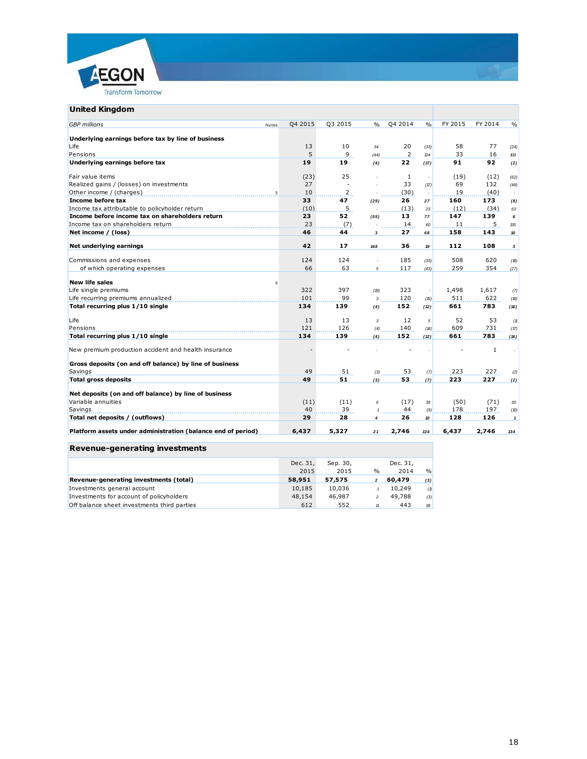## United Kingdom

| *GBP millions* | Notes | Q4 2015 | Q3 2015 | % | Q4 2014 | % | FY 2015 | FY 2014 | % |
|---|---|---|---|---|---|---|---|---|---|
| **Underlying earnings before tax by line of business** | | | | | | | | | |
| Life | | 13 | 10 | 34 | 20 | (33) | 58 | 77 | (24) |
| Pensions | | 5 | 9 | (44) | 2 | 124 | 33 | 16 | 108 |
| **Underlying earnings before tax** | | **19** | **19** | **(4)** | **22** | **(17)** | **91** | **92** | **(2)** |
| | | | | | | | | | |
| Fair value items | | (23) | 25 | - | 1 | - | (19) | (12) | (62) |
| Realized gains / (losses) on investments | | 27 | - | - | 33 | (17) | 69 | 132 | (48) |
| Other income / (charges) | 5 | 10 | 2 | - | (30) | - | 19 | (40) | - |
| **Income before tax** | | **33** | **47** | **(29)** | **26** | **27** | **160** | **173** | **(8)** |
| Income tax attributable to policyholder return | | (10) | 5 | - | (13) | 23 | (12) | (34) | 63 |
| **Income before income tax on shareholders return** | | **23** | **52** | **(55)** | **13** | **77** | **147** | **139** | **6** |
| Income tax on shareholders return | | 23 | (7) | - | 14 | 60 | 11 | 5 | 135 |
| **Net income / (loss)** | | **46** | **44** | **3** | **27** | **68** | **158** | **143** | **10** |
| | | | | | | | | | |
| **Net underlying earnings** | | **42** | **17** | **148** | **36** | **19** | **112** | **108** | **3** |
| | | | | | | | | | |
| Commissions and expenses | | 124 | 124 | - | 185 | (33) | 508 | 620 | (18) |
| of which operating expenses | | 66 | 63 | 5 | 117 | (43) | 259 | 354 | (27) |
| | | | | | | | | | |
| **New life sales** | 6 | | | | | | | | |
| Life single premiums | | 322 | 397 | (19) | 323 | - | 1,498 | 1,617 | (7) |
| Life recurring premiums annualized | | 101 | 99 | 3 | 120 | (15) | 511 | 622 | (18) |
| **Total recurring plus 1/10 single** | | **134** | **139** | **(4)** | **152** | **(12)** | **661** | **783** | **(16)** |
| | | | | | | | | | |
| Life | | 13 | 13 | 3 | 12 | 5 | 52 | 53 | (1) |
| Pensions | | 121 | 126 | (4) | 140 | (14) | 609 | 731 | (17) |
| **Total recurring plus 1/10 single** | | **134** | **139** | **(4)** | **152** | **(12)** | **661** | **783** | **(16)** |
| | | | | | | | | | |
| New premium production accident and health insurance | | - | - | - | - | - | - | 1 | - |
| | | | | | | | | | |
| **Gross deposits (on and off balance) by line of business** | | | | | | | | | |
| Savings | | 49 | 51 | (3) | 53 | (7) | 223 | 227 | (2) |
| **Total gross deposits** | | **49** | **51** | **(3)** | **53** | **(7)** | **223** | **227** | **(2)** |
| | | | | | | | | | |
| **Net deposits (on and off balance) by line of business** | | | | | | | | | |
| Variable annuities | | (11) | (11) | 6 | (17) | 39 | (50) | (71) | 30 |
| Savings | | 40 | 39 | 1 | 44 | (9) | 178 | 197 | (10) |
| **Total net deposits / (outflows)** | | **29** | **28** | **4** | **26** | **10** | **128** | **126** | **1** |
| | | | | | | | | | |
| **Platform assets under administration (balance end of period)** | | **6,437** | **5,327** | **21** | **2,746** | **134** | **6,437** | **2,746** | **134** |

## Revenue-generating investments

| | Dec. 31, 2015 | Sep. 30, 2015 | % | Dec. 31, 2014 | % |
|---|---|---|---|---|---|
| **Revenue-generating investments (total)** | **58,951** | **57,575** | **2** | **60,479** | **(3)** |
| Investments general account | 10,185 | 10,036 | 1 | 10,249 | (1) |
| Investments for account of policyholders | 48,154 | 46,987 | 2 | 49,788 | (3) |
| Off balance sheet investments third parties | 612 | 552 | 11 | 443 | 38 |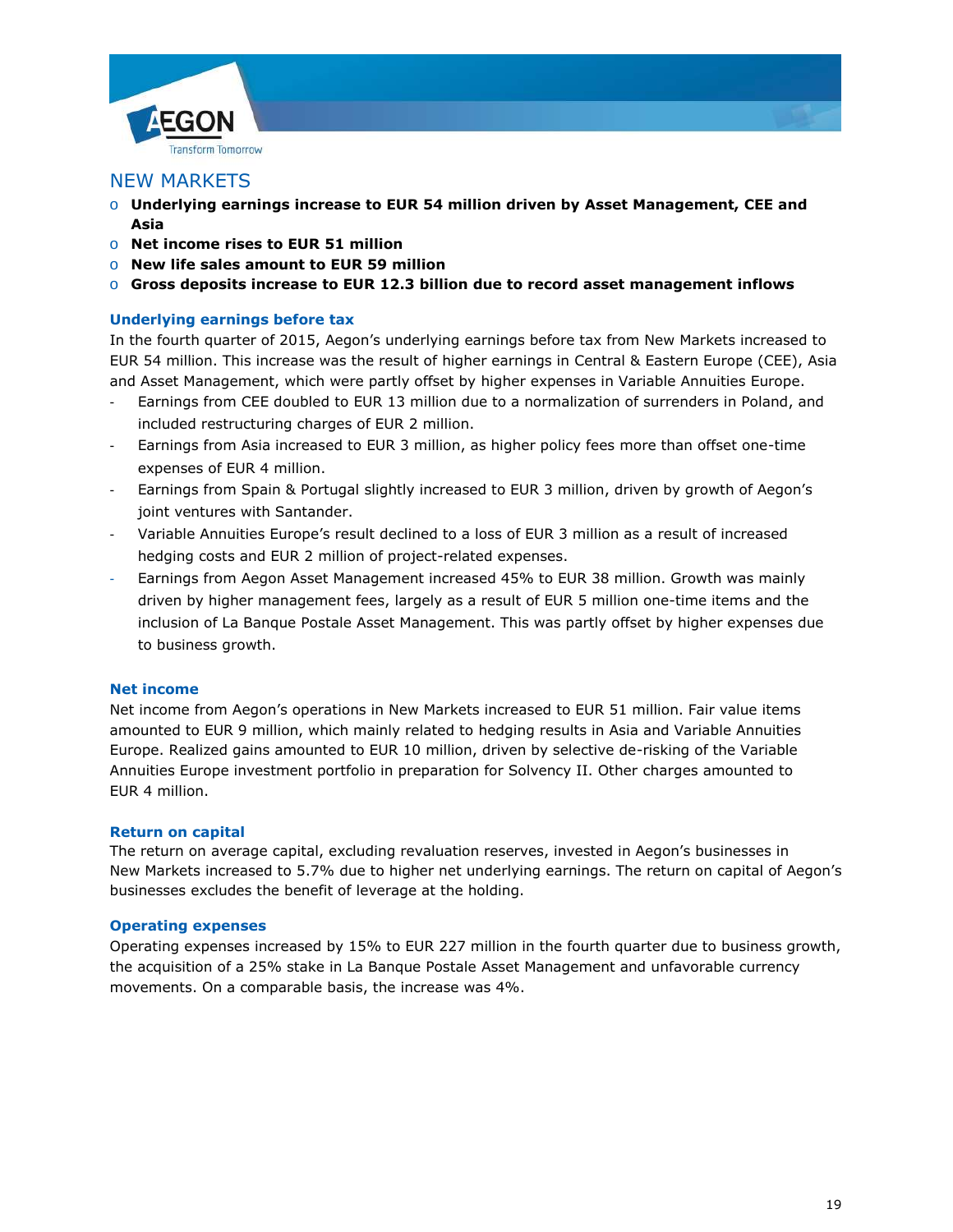# NEW MARKETS

- **Underlying earnings increase to EUR 54 million driven by Asset Management, CEE and Asia**
- **Net income rises to EUR 51 million**
- **New life sales amount to EUR 59 million**
- **Gross deposits increase to EUR 12.3 billion due to record asset management inflows**

### Underlying earnings before tax

In the fourth quarter of 2015, Aegon's underlying earnings before tax from New Markets increased to EUR 54 million. This increase was the result of higher earnings in Central & Eastern Europe (CEE), Asia and Asset Management, which were partly offset by higher expenses in Variable Annuities Europe.

- Earnings from CEE doubled to EUR 13 million due to a normalization of surrenders in Poland, and included restructuring charges of EUR 2 million.
- Earnings from Asia increased to EUR 3 million, as higher policy fees more than offset one-time expenses of EUR 4 million.
- Earnings from Spain & Portugal slightly increased to EUR 3 million, driven by growth of Aegon's joint ventures with Santander.
- Variable Annuities Europe's result declined to a loss of EUR 3 million as a result of increased hedging costs and EUR 2 million of project-related expenses.
- Earnings from Aegon Asset Management increased 45% to EUR 38 million. Growth was mainly driven by higher management fees, largely as a result of EUR 5 million one-time items and the inclusion of La Banque Postale Asset Management. This was partly offset by higher expenses due to business growth.

### Net income

Net income from Aegon's operations in New Markets increased to EUR 51 million. Fair value items amounted to EUR 9 million, which mainly related to hedging results in Asia and Variable Annuities Europe. Realized gains amounted to EUR 10 million, driven by selective de-risking of the Variable Annuities Europe investment portfolio in preparation for Solvency II. Other charges amounted to EUR 4 million.

### Return on capital

The return on average capital, excluding revaluation reserves, invested in Aegon's businesses in New Markets increased to 5.7% due to higher net underlying earnings. The return on capital of Aegon's businesses excludes the benefit of leverage at the holding.

### Operating expenses

Operating expenses increased by 15% to EUR 227 million in the fourth quarter due to business growth, the acquisition of a 25% stake in La Banque Postale Asset Management and unfavorable currency movements. On a comparable basis, the increase was 4%.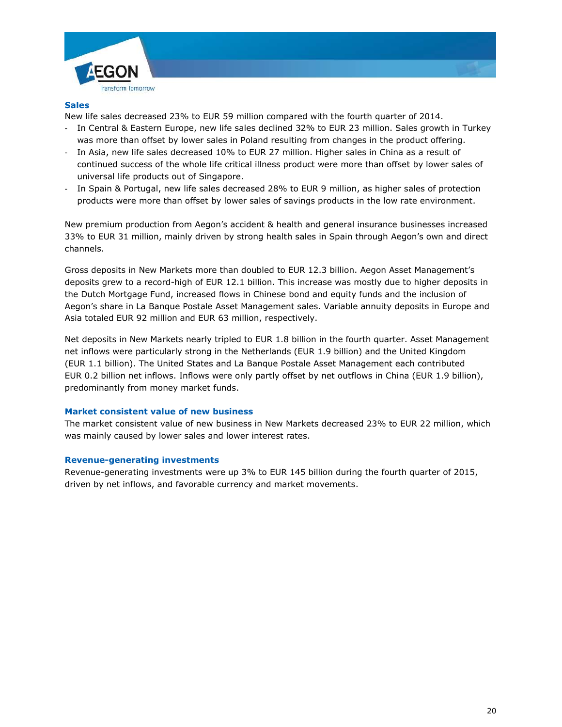### Sales

New life sales decreased 23% to EUR 59 million compared with the fourth quarter of 2014.

- In Central & Eastern Europe, new life sales declined 32% to EUR 23 million. Sales growth in Turkey was more than offset by lower sales in Poland resulting from changes in the product offering.
- In Asia, new life sales decreased 10% to EUR 27 million. Higher sales in China as a result of continued success of the whole life critical illness product were more than offset by lower sales of universal life products out of Singapore.
- In Spain & Portugal, new life sales decreased 28% to EUR 9 million, as higher sales of protection products were more than offset by lower sales of savings products in the low rate environment.

New premium production from Aegon's accident & health and general insurance businesses increased 33% to EUR 31 million, mainly driven by strong health sales in Spain through Aegon's own and direct channels.

Gross deposits in New Markets more than doubled to EUR 12.3 billion. Aegon Asset Management's deposits grew to a record-high of EUR 12.1 billion. This increase was mostly due to higher deposits in the Dutch Mortgage Fund, increased flows in Chinese bond and equity funds and the inclusion of Aegon's share in La Banque Postale Asset Management sales. Variable annuity deposits in Europe and Asia totaled EUR 92 million and EUR 63 million, respectively.

Net deposits in New Markets nearly tripled to EUR 1.8 billion in the fourth quarter. Asset Management net inflows were particularly strong in the Netherlands (EUR 1.9 billion) and the United Kingdom (EUR 1.1 billion). The United States and La Banque Postale Asset Management each contributed EUR 0.2 billion net inflows. Inflows were only partly offset by net outflows in China (EUR 1.9 billion), predominantly from money market funds.

### Market consistent value of new business

The market consistent value of new business in New Markets decreased 23% to EUR 22 million, which was mainly caused by lower sales and lower interest rates.

### Revenue-generating investments

Revenue-generating investments were up 3% to EUR 145 billion during the fourth quarter of 2015, driven by net inflows, and favorable currency and market movements.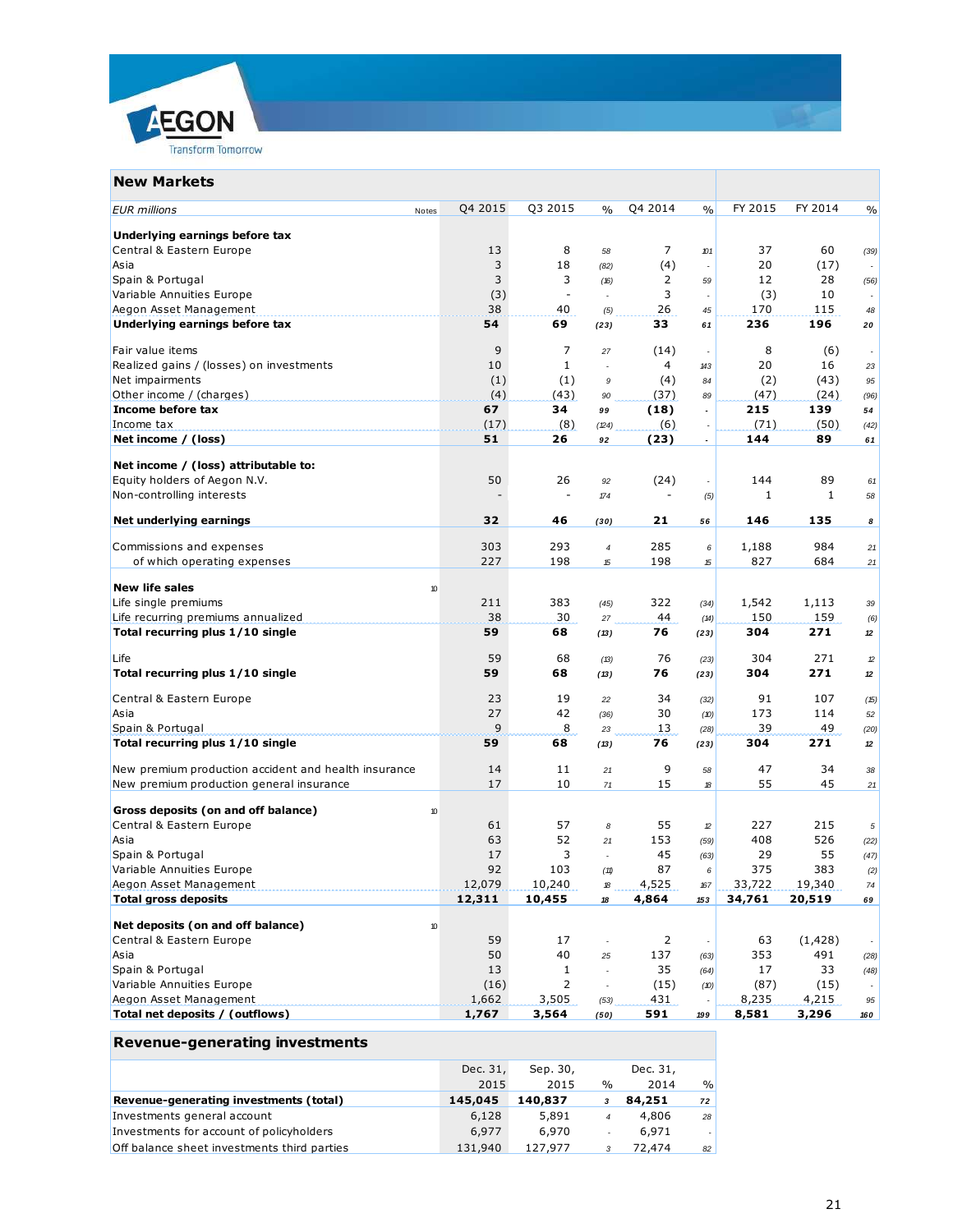## New Markets

| EUR millions | Notes | Q4 2015 | Q3 2015 | % | Q4 2014 | % | FY 2015 | FY 2014 | % |
|---|---|---|---|---|---|---|---|---|---|
| **Underlying earnings before tax** | | | | | | | | | |
| Central & Eastern Europe | | 13 | 8 | 58 | 7 | 101 | 37 | 60 | (39) |
| Asia | | 3 | 18 | (82) | (4) | - | 20 | (17) | - |
| Spain & Portugal | | 3 | 3 | (16) | 2 | 59 | 12 | 28 | (56) |
| Variable Annuities Europe | | (3) | - | - | 3 | - | (3) | 10 | - |
| Aegon Asset Management | | 38 | 40 | (5) | 26 | 45 | 170 | 115 | 48 |
| **Underlying earnings before tax** | | **54** | **69** | **(23)** | **33** | **61** | **236** | **196** | **20** |
| | | | | | | | | | |
| Fair value items | | 9 | 7 | 27 | (14) | - | 8 | (6) | - |
| Realized gains / (losses) on investments | | 10 | 1 | - | 4 | 143 | 20 | 16 | 23 |
| Net impairments | | (1) | (1) | 9 | (4) | 84 | (2) | (43) | 95 |
| Other income / (charges) | | (4) | (43) | 90 | (37) | 89 | (47) | (24) | (96) |
| **Income before tax** | | **67** | **34** | **99** | **(18)** | **-** | **215** | **139** | **54** |
| Income tax | | (17) | (8) | (124) | (6) | - | (71) | (50) | (42) |
| **Net income / (loss)** | | **51** | **26** | **92** | **(23)** | **-** | **144** | **89** | **61** |
| | | | | | | | | | |
| **Net income / (loss) attributable to:** | | | | | | | | | |
| Equity holders of Aegon N.V. | | 50 | 26 | 92 | (24) | - | 144 | 89 | 61 |
| Non-controlling interests | | - | - | 174 | - | (5) | 1 | 1 | 58 |
| | | | | | | | | | |
| **Net underlying earnings** | | **32** | **46** | **(30)** | **21** | **56** | **146** | **135** | **8** |
| | | | | | | | | | |
| Commissions and expenses | | 303 | 293 | 4 | 285 | 6 | 1,188 | 984 | 21 |
| of which operating expenses | | 227 | 198 | 15 | 198 | 15 | 827 | 684 | 21 |
| | | | | | | | | | |
| **New life sales** | 10 | | | | | | | | |
| Life single premiums | | 211 | 383 | (45) | 322 | (34) | 1,542 | 1,113 | 39 |
| Life recurring premiums annualized | | 38 | 30 | 27 | 44 | (14) | 150 | 159 | (6) |
| **Total recurring plus 1/10 single** | | **59** | **68** | **(13)** | **76** | **(23)** | **304** | **271** | **12** |
| | | | | | | | | | |
| Life | | 59 | 68 | (13) | 76 | (23) | 304 | 271 | 12 |
| **Total recurring plus 1/10 single** | | **59** | **68** | **(13)** | **76** | **(23)** | **304** | **271** | **12** |
| | | | | | | | | | |
| Central & Eastern Europe | | 23 | 19 | 22 | 34 | (32) | 91 | 107 | (15) |
| Asia | | 27 | 42 | (36) | 30 | (10) | 173 | 114 | 52 |
| Spain & Portugal | | 9 | 8 | 23 | 13 | (28) | 39 | 49 | (20) |
| **Total recurring plus 1/10 single** | | **59** | **68** | **(13)** | **76** | **(23)** | **304** | **271** | **12** |
| | | | | | | | | | |
| New premium production accident and health insurance | | 14 | 11 | 21 | 9 | 58 | 47 | 34 | 38 |
| New premium production general insurance | | 17 | 10 | 71 | 15 | 18 | 55 | 45 | 21 |
| | | | | | | | | | |
| **Gross deposits (on and off balance)** | 10 | | | | | | | | |
| Central & Eastern Europe | | 61 | 57 | 8 | 55 | 12 | 227 | 215 | 5 |
| Asia | | 63 | 52 | 21 | 153 | (59) | 408 | 526 | (22) |
| Spain & Portugal | | 17 | 3 | - | 45 | (63) | 29 | 55 | (47) |
| Variable Annuities Europe | | 92 | 103 | (11) | 87 | 6 | 375 | 383 | (2) |
| Aegon Asset Management | | 12,079 | 10,240 | 18 | 4,525 | 167 | 33,722 | 19,340 | 74 |
| **Total gross deposits** | | **12,311** | **10,455** | **18** | **4,864** | **153** | **34,761** | **20,519** | **69** |
| | | | | | | | | | |
| **Net deposits (on and off balance)** | 10 | | | | | | | | |
| Central & Eastern Europe | | 59 | 17 | - | 2 | - | 63 | (1,428) | - |
| Asia | | 50 | 40 | 25 | 137 | (63) | 353 | 491 | (28) |
| Spain & Portugal | | 13 | 1 | - | 35 | (64) | 17 | 33 | (48) |
| Variable Annuities Europe | | (16) | 2 | - | (15) | (10) | (87) | (15) | - |
| Aegon Asset Management | | 1,662 | 3,505 | (53) | 431 | - | 8,235 | 4,215 | 95 |
| **Total net deposits / (outflows)** | | **1,767** | **3,564** | **(50)** | **591** | **199** | **8,581** | **3,296** | **160** |

## Revenue-generating investments

| | Dec. 31, 2015 | Sep. 30, 2015 | % | Dec. 31, 2014 | % |
|---|---|---|---|---|---|
| **Revenue-generating investments (total)** | **145,045** | **140,837** | **3** | **84,251** | **72** |
| Investments general account | 6,128 | 5,891 | 4 | 4,806 | 28 |
| Investments for account of policyholders | 6,977 | 6,970 | - | 6,971 | - |
| Off balance sheet investments third parties | 131,940 | 127,977 | 3 | 72,474 | 82 |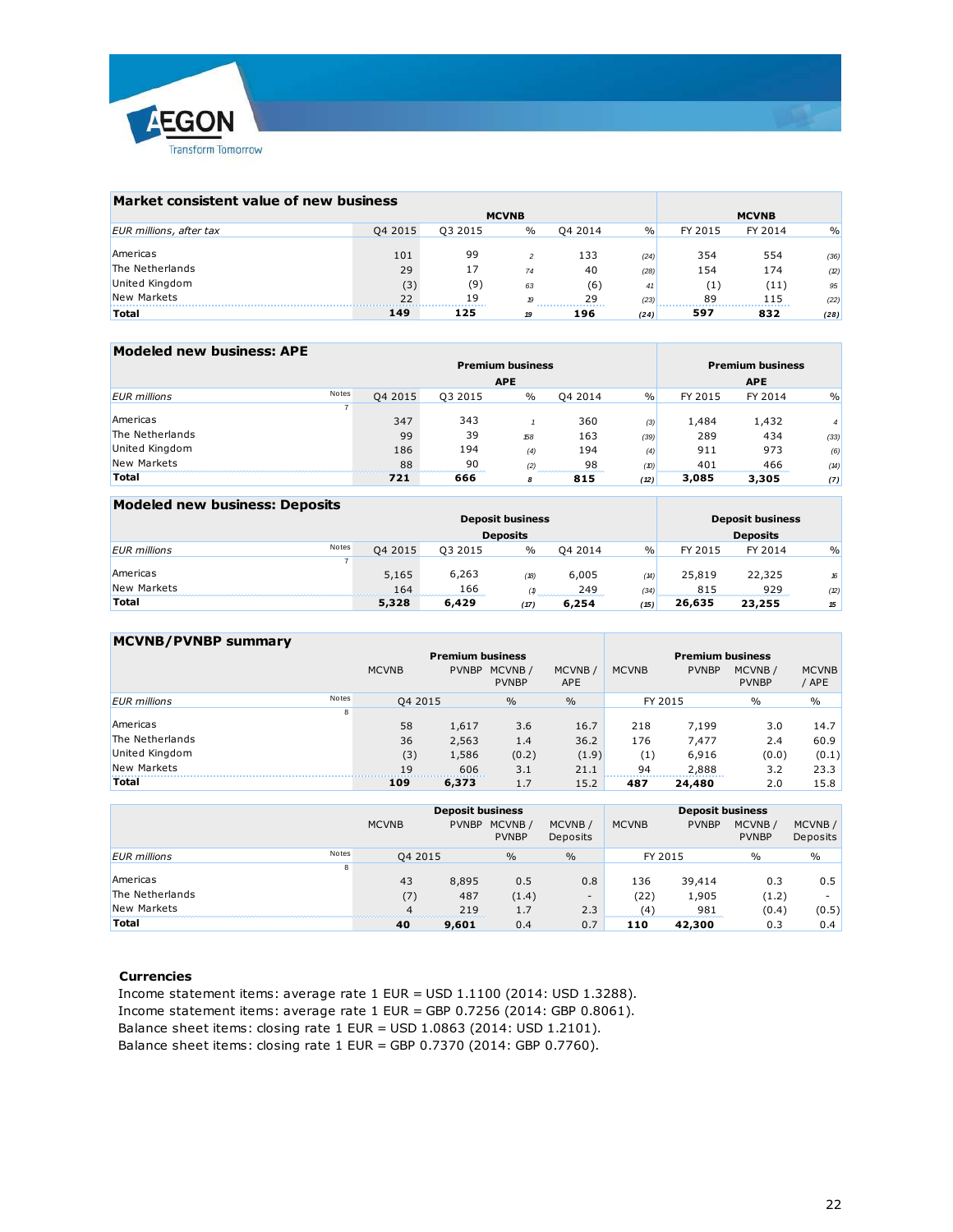## Market consistent value of new business

| EUR millions, after tax | MCVNB | | | | | MCVNB | | |
|---|---|---|---|---|---|---|---|---|
| | Q4 2015 | Q3 2015 | % | Q4 2014 | % | FY 2015 | FY 2014 | % |
| Americas | 101 | 99 | 2 | 133 | (24) | 354 | 554 | (36) |
| The Netherlands | 29 | 17 | 74 | 40 | (28) | 154 | 174 | (12) |
| United Kingdom | (3) | (9) | 63 | (6) | 41 | (1) | (11) | 95 |
| New Markets | 22 | 19 | 19 | 29 | (23) | 89 | 115 | (22) |
| **Total** | **149** | **125** | **19** | **196** | **(24)** | **597** | **832** | **(28)** |

## Modeled new business: APE

| EUR millions | Notes | Premium business APE | | | | | Premium business APE | | |
|---|---|---|---|---|---|---|---|---|---|
| | | Q4 2015 | Q3 2015 | % | Q4 2014 | % | FY 2015 | FY 2014 | % |
| | 7 | | | | | | | | |
| Americas | | 347 | 343 | 1 | 360 | (3) | 1,484 | 1,432 | 4 |
| The Netherlands | | 99 | 39 | 158 | 163 | (39) | 289 | 434 | (33) |
| United Kingdom | | 186 | 194 | (4) | 194 | (4) | 911 | 973 | (6) |
| New Markets | | 88 | 90 | (2) | 98 | (10) | 401 | 466 | (14) |
| **Total** | | **721** | **666** | **8** | **815** | **(12)** | **3,085** | **3,305** | **(7)** |

## Modeled new business: Deposits

| EUR millions | Notes | Deposit business Deposits | | | | | Deposit business Deposits | | |
|---|---|---|---|---|---|---|---|---|---|
| | | Q4 2015 | Q3 2015 | % | Q4 2014 | % | FY 2015 | FY 2014 | % |
| | 7 | | | | | | | | |
| Americas | | 5,165 | 6,263 | (18) | 6,005 | (14) | 25,819 | 22,325 | 16 |
| New Markets | | 164 | 166 | (1) | 249 | (34) | 815 | 929 | (12) |
| **Total** | | **5,328** | **6,429** | **(17)** | **6,254** | **(15)** | **26,635** | **23,255** | **15** |

## MCVNB/PVNBP summary

| EUR millions | Notes | Premium business MCVNB | PVNBP | MCVNB / PVNBP | MCVNB / APE | Premium business MCVNB | PVNBP | MCVNB / PVNBP | MCVNB / APE |
|---|---|---|---|---|---|---|---|---|---|
| | | Q4 2015 | | % | % | FY 2015 | | % | % |
| | 8 | | | | | | | | |
| Americas | | 58 | 1,617 | 3.6 | 16.7 | 218 | 7,199 | 3.0 | 14.7 |
| The Netherlands | | 36 | 2,563 | 1.4 | 36.2 | 176 | 7,477 | 2.4 | 60.9 |
| United Kingdom | | (3) | 1,586 | (0.2) | (1.9) | (1) | 6,916 | (0.0) | (0.1) |
| New Markets | | 19 | 606 | 3.1 | 21.1 | 94 | 2,888 | 3.2 | 23.3 |
| **Total** | | **109** | **6,373** | 1.7 | 15.2 | **487** | **24,480** | 2.0 | 15.8 |

| EUR millions | Notes | Deposit business MCVNB | PVNBP | MCVNB / PVNBP | MCVNB / Deposits | Deposit business MCVNB | PVNBP | MCVNB / PVNBP | MCVNB / Deposits |
|---|---|---|---|---|---|---|---|---|---|
| | | Q4 2015 | | % | % | FY 2015 | | % | % |
| | 8 | | | | | | | | |
| Americas | | 43 | 8,895 | 0.5 | 0.8 | 136 | 39,414 | 0.3 | 0.5 |
| The Netherlands | | (7) | 487 | (1.4) | - | (22) | 1,905 | (1.2) | - |
| New Markets | | 4 | 219 | 1.7 | 2.3 | (4) | 981 | (0.4) | (0.5) |
| **Total** | | **40** | **9,601** | 0.4 | 0.7 | **110** | **42,300** | 0.3 | 0.4 |

**Currencies**

Income statement items: average rate 1 EUR = USD 1.1100 (2014: USD 1.3288).
Income statement items: average rate 1 EUR = GBP 0.7256 (2014: GBP 0.8061).
Balance sheet items: closing rate 1 EUR = USD 1.0863 (2014: USD 1.2101).
Balance sheet items: closing rate 1 EUR = GBP 0.7370 (2014: GBP 0.7760).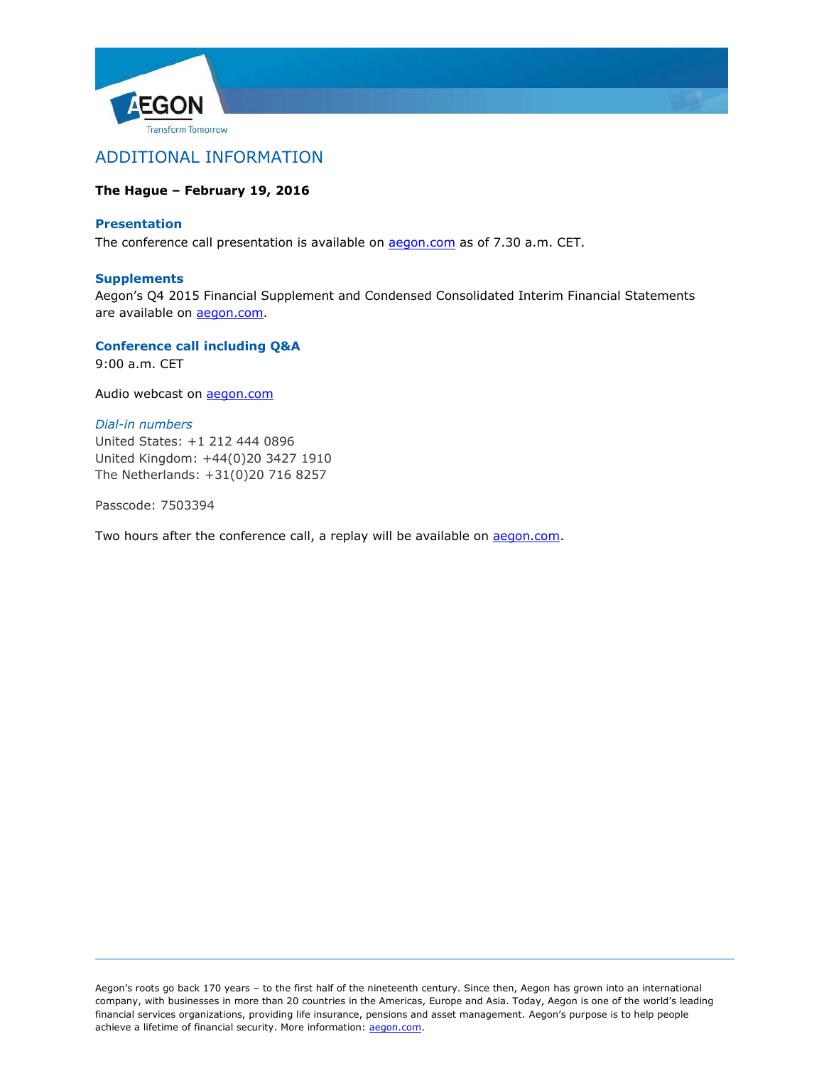# ADDITIONAL INFORMATION

**The Hague – February 19, 2016**

### Presentation

The conference call presentation is available on aegon.com as of 7.30 a.m. CET.

### Supplements

Aegon's Q4 2015 Financial Supplement and Condensed Consolidated Interim Financial Statements are available on aegon.com.

### Conference call including Q&A

9:00 a.m. CET

Audio webcast on aegon.com

*Dial-in numbers*

United States: +1 212 444 0896
United Kingdom: +44(0)20 3427 1910
The Netherlands: +31(0)20 716 8257

Passcode: 7503394

Two hours after the conference call, a replay will be available on aegon.com.

---

Aegon's roots go back 170 years – to the first half of the nineteenth century. Since then, Aegon has grown into an international company, with businesses in more than 20 countries in the Americas, Europe and Asia. Today, Aegon is one of the world's leading financial services organizations, providing life insurance, pensions and asset management. Aegon's purpose is to help people achieve a lifetime of financial security. More information: aegon.com.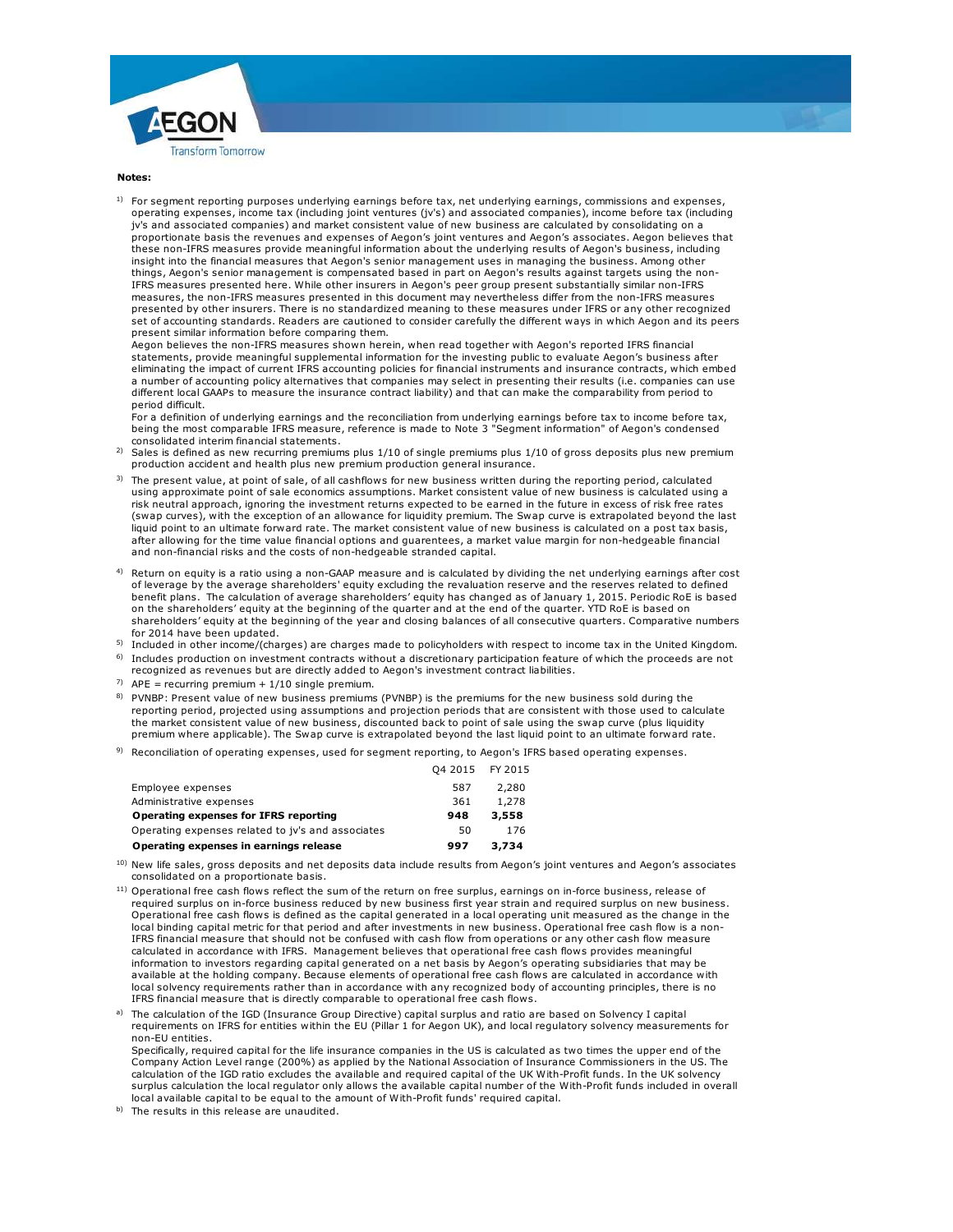**Notes:**

1) For segment reporting purposes underlying earnings before tax, net underlying earnings, commissions and expenses, operating expenses, income tax (including joint ventures (jv's) and associated companies), income before tax (including jv's and associated companies) and market consistent value of new business are calculated by consolidating on a proportionate basis the revenues and expenses of Aegon's joint ventures and Aegon's associates. Aegon believes that these non-IFRS measures provide meaningful information about the underlying results of Aegon's business, including insight into the financial measures that Aegon's senior management uses in managing the business. Among other things, Aegon's senior management is compensated based in part on Aegon's results against targets using the non-IFRS measures presented here. While other insurers in Aegon's peer group present substantially similar non-IFRS measures, the non-IFRS measures presented in this document may nevertheless differ from the non-IFRS measures presented by other insurers. There is no standardized meaning to these measures under IFRS or any other recognized set of accounting standards. Readers are cautioned to consider carefully the different ways in which Aegon and its peers present similar information before comparing them.
Aegon believes the non-IFRS measures shown herein, when read together with Aegon's reported IFRS financial statements, provide meaningful supplemental information for the investing public to evaluate Aegon's business after eliminating the impact of current IFRS accounting policies for financial instruments and insurance contracts, which embed a number of accounting policy alternatives that companies may select in presenting their results (i.e. companies can use different local GAAPs to measure the insurance contract liability) and that can make the comparability from period to period difficult.
For a definition of underlying earnings and the reconciliation from underlying earnings before tax to income before tax, being the most comparable IFRS measure, reference is made to Note 3 "Segment information" of Aegon's condensed consolidated interim financial statements.

2) Sales is defined as new recurring premiums plus 1/10 of single premiums plus 1/10 of gross deposits plus new premium production accident and health plus new premium production general insurance.

3) The present value, at point of sale, of all cashflows for new business written during the reporting period, calculated using approximate point of sale economics assumptions. Market consistent value of new business is calculated using a risk neutral approach, ignoring the investment returns expected to be earned in the future in excess of risk free rates (swap curves), with the exception of an allowance for liquidity premium. The Swap curve is extrapolated beyond the last liquid point to an ultimate forward rate. The market consistent value of new business is calculated on a post tax basis, after allowing for the time value financial options and guarentees, a market value margin for non-hedgeable financial and non-financial risks and the costs of non-hedgeable stranded capital.

4) Return on equity is a ratio using a non-GAAP measure and is calculated by dividing the net underlying earnings after cost of leverage by the average shareholders' equity excluding the revaluation reserve and the reserves related to defined benefit plans. The calculation of average shareholders' equity has changed as of January 1, 2015. Periodic RoE is based on the shareholders' equity at the beginning of the quarter and at the end of the quarter. YTD RoE is based on shareholders' equity at the beginning of the year and closing balances of all consecutive quarters. Comparative numbers for 2014 have been updated.

5) Included in other income/(charges) are charges made to policyholders with respect to income tax in the United Kingdom.

6) Includes production on investment contracts without a discretionary participation feature of which the proceeds are not recognized as revenues but are directly added to Aegon's investment contract liabilities.

7) APE = recurring premium + 1/10 single premium.

8) PVNBP: Present value of new business premiums (PVNBP) is the premiums for the new business sold during the reporting period, projected using assumptions and projection periods that are consistent with those used to calculate the market consistent value of new business, discounted back to point of sale using the swap curve (plus liquidity premium where applicable). The Swap curve is extrapolated beyond the last liquid point to an ultimate forward rate.

9) Reconciliation of operating expenses, used for segment reporting, to Aegon's IFRS based operating expenses.

| | Q4 2015 | FY 2015 |
|---|---|---|
| Employee expenses | 587 | 2,280 |
| Administrative expenses | 361 | 1,278 |
| **Operating expenses for IFRS reporting** | **948** | **3,558** |
| Operating expenses related to jv's and associates | 50 | 176 |
| **Operating expenses in earnings release** | **997** | **3,734** |

10) New life sales, gross deposits and net deposits data include results from Aegon's joint ventures and Aegon's associates consolidated on a proportionate basis.

11) Operational free cash flows reflect the sum of the return on free surplus, earnings on in-force business, release of required surplus on in-force business reduced by new business first year strain and required surplus on new business. Operational free cash flows is defined as the capital generated in a local operating unit measured as the change in the local binding capital metric for that period and after investments in new business. Operational free cash flow is a non-IFRS financial measure that should not be confused with cash flow from operations or any other cash flow measure calculated in accordance with IFRS. Management believes that operational free cash flows provides meaningful information to investors regarding capital generated on a net basis by Aegon's operating subsidiaries that may be available at the holding company. Because elements of operational free cash flows are calculated in accordance with local solvency requirements rather than in accordance with any recognized body of accounting principles, there is no IFRS financial measure that is directly comparable to operational free cash flows.

a) The calculation of the IGD (Insurance Group Directive) capital surplus and ratio are based on Solvency I capital requirements on IFRS for entities within the EU (Pillar 1 for Aegon UK), and local regulatory solvency measurements for non-EU entities.
Specifically, required capital for the life insurance companies in the US is calculated as two times the upper end of the Company Action Level range (200%) as applied by the National Association of Insurance Commissioners in the US. The calculation of the IGD ratio excludes the available and required capital of the UK With-Profit funds. In the UK solvency surplus calculation the local regulator only allows the available capital number of the With-Profit funds included in overall local available capital to be equal to the amount of With-Profit funds' required capital.

b) The results in this release are unaudited.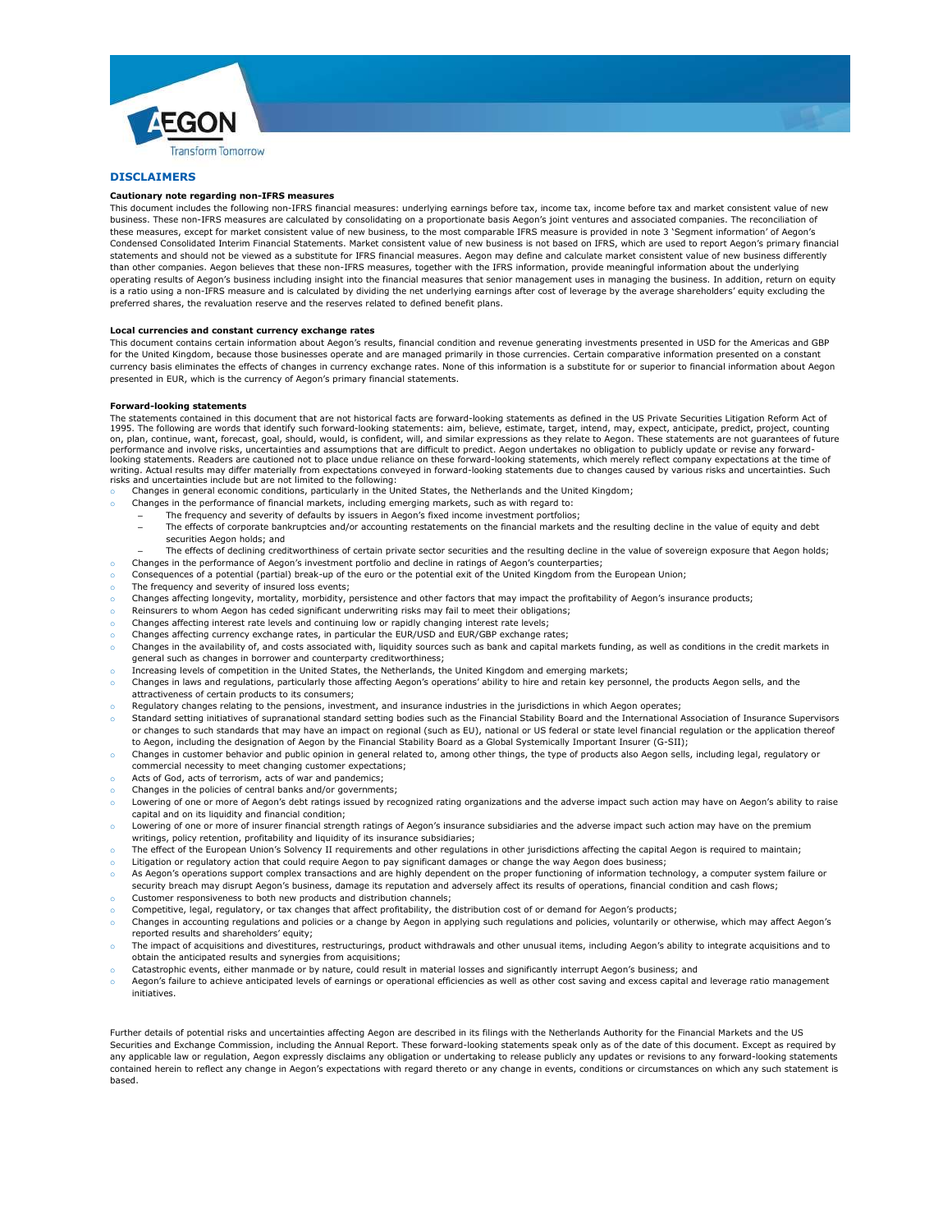## DISCLAIMERS

**Cautionary note regarding non-IFRS measures**

This document includes the following non-IFRS financial measures: underlying earnings before tax, income tax, income before tax and market consistent value of new business. These non-IFRS measures are calculated by consolidating on a proportionate basis Aegon's joint ventures and associated companies. The reconciliation of these measures, except for market consistent value of new business, to the most comparable IFRS measure is provided in note 3 'Segment information' of Aegon's Condensed Consolidated Interim Financial Statements. Market consistent value of new business is not based on IFRS, which are used to report Aegon's primary financial statements and should not be viewed as a substitute for IFRS financial measures. Aegon may define and calculate market consistent value of new business differently than other companies. Aegon believes that these non-IFRS measures, together with the IFRS information, provide meaningful information about the underlying operating results of Aegon's business including insight into the financial measures that senior management uses in managing the business. In addition, return on equity is a ratio using a non-IFRS measure and is calculated by dividing the net underlying earnings after cost of leverage by the average shareholders' equity excluding the preferred shares, the revaluation reserve and the reserves related to defined benefit plans.

**Local currencies and constant currency exchange rates**

This document contains certain information about Aegon's results, financial condition and revenue generating investments presented in USD for the Americas and GBP for the United Kingdom, because those businesses operate and are managed primarily in those currencies. Certain comparative information presented on a constant currency basis eliminates the effects of changes in currency exchange rates. None of this information is a substitute for or superior to financial information about Aegon presented in EUR, which is the currency of Aegon's primary financial statements.

**Forward-looking statements**

The statements contained in this document that are not historical facts are forward-looking statements as defined in the US Private Securities Litigation Reform Act of 1995. The following are words that identify such forward-looking statements: aim, believe, estimate, target, intend, may, expect, anticipate, predict, project, counting on, plan, continue, want, forecast, goal, should, would, is confident, will, and similar expressions as they relate to Aegon. These statements are not guarantees of future performance and involve risks, uncertainties and assumptions that are difficult to predict. Aegon undertakes no obligation to publicly update or revise any forward-looking statements. Readers are cautioned not to place undue reliance on these forward-looking statements, which merely reflect company expectations at the time of writing. Actual results may differ materially from expectations conveyed in forward-looking statements due to changes caused by various risks and uncertainties. Such risks and uncertainties include but are not limited to the following:

- Changes in general economic conditions, particularly in the United States, the Netherlands and the United Kingdom;
- Changes in the performance of financial markets, including emerging markets, such as with regard to:
  - The frequency and severity of defaults by issuers in Aegon's fixed income investment portfolios;
  - The effects of corporate bankruptcies and/or accounting restatements on the financial markets and the resulting decline in the value of equity and debt securities Aegon holds; and
  - The effects of declining creditworthiness of certain private sector securities and the resulting decline in the value of sovereign exposure that Aegon holds;
- Changes in the performance of Aegon's investment portfolio and decline in ratings of Aegon's counterparties;
- Consequences of a potential (partial) break-up of the euro or the potential exit of the United Kingdom from the European Union;
- The frequency and severity of insured loss events;
- Changes affecting longevity, mortality, morbidity, persistence and other factors that may impact the profitability of Aegon's insurance products;
- Reinsurers to whom Aegon has ceded significant underwriting risks may fail to meet their obligations;
- Changes affecting interest rate levels and continuing low or rapidly changing interest rate levels;
- Changes affecting currency exchange rates, in particular the EUR/USD and EUR/GBP exchange rates;
- Changes in the availability of, and costs associated with, liquidity sources such as bank and capital markets funding, as well as conditions in the credit markets in general such as changes in borrower and counterparty creditworthiness;
- Increasing levels of competition in the United States, the Netherlands, the United Kingdom and emerging markets;
- Changes in laws and regulations, particularly those affecting Aegon's operations' ability to hire and retain key personnel, the products Aegon sells, and the attractiveness of certain products to its consumers;
- Regulatory changes relating to the pensions, investment, and insurance industries in the jurisdictions in which Aegon operates;
- Standard setting initiatives of supranational standard setting bodies such as the Financial Stability Board and the International Association of Insurance Supervisors or changes to such standards that may have an impact on regional (such as EU), national or US federal or state level financial regulation or the application thereof to Aegon, including the designation of Aegon by the Financial Stability Board as a Global Systemically Important Insurer (G-SII);
- Changes in customer behavior and public opinion in general related to, among other things, the type of products also Aegon sells, including legal, regulatory or commercial necessity to meet changing customer expectations;
- Acts of God, acts of terrorism, acts of war and pandemics;
- Changes in the policies of central banks and/or governments;
- Lowering of one or more of Aegon's debt ratings issued by recognized rating organizations and the adverse impact such action may have on Aegon's ability to raise capital and on its liquidity and financial condition;
- Lowering of one or more of insurer financial strength ratings of Aegon's insurance subsidiaries and the adverse impact such action may have on the premium writings, policy retention, profitability and liquidity of its insurance subsidiaries;
- The effect of the European Union's Solvency II requirements and other regulations in other jurisdictions affecting the capital Aegon is required to maintain;
- Litigation or regulatory action that could require Aegon to pay significant damages or change the way Aegon does business;
- As Aegon's operations support complex transactions and are highly dependent on the proper functioning of information technology, a computer system failure or security breach may disrupt Aegon's business, damage its reputation and adversely affect its results of operations, financial condition and cash flows;
- Customer responsiveness to both new products and distribution channels;
- Competitive, legal, regulatory, or tax changes that affect profitability, the distribution cost of or demand for Aegon's products;
- Changes in accounting regulations and policies or a change by Aegon in applying such regulations and policies, voluntarily or otherwise, which may affect Aegon's reported results and shareholders' equity;
- The impact of acquisitions and divestitures, restructurings, product withdrawals and other unusual items, including Aegon's ability to integrate acquisitions and to obtain the anticipated results and synergies from acquisitions;
- Catastrophic events, either manmade or by nature, could result in material losses and significantly interrupt Aegon's business; and
- Aegon's failure to achieve anticipated levels of earnings or operational efficiencies as well as other cost saving and excess capital and leverage ratio management initiatives.

Further details of potential risks and uncertainties affecting Aegon are described in its filings with the Netherlands Authority for the Financial Markets and the US Securities and Exchange Commission, including the Annual Report. These forward-looking statements speak only as of the date of this document. Except as required by any applicable law or regulation, Aegon expressly disclaims any obligation or undertaking to release publicly any updates or revisions to any forward-looking statements contained herein to reflect any change in Aegon's expectations with regard thereto or any change in events, conditions or circumstances on which any such statement is based.